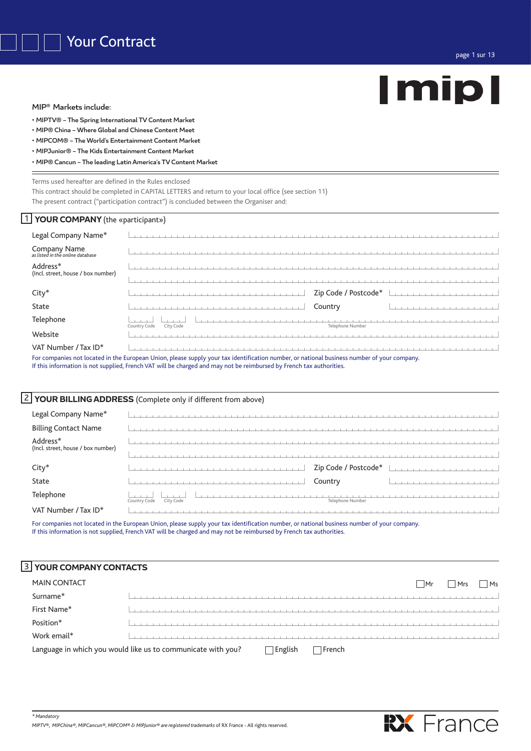# Your Contract

**mip**

MIP® Markets include:

- **MIPTV® – The Spring International TV Content Market**
- **MIP® China – Where Global and Chinese Content Meet**
- **MIPCOM® – The World's Entertainment Content Market**
- **MIPJunior® – The Kids Entertainment Content Market**
- **MIP® Cancun – The leading Latin America's TV Content Market**

Terms used hereafter are defined in the Rules enclosed
This contract should be completed in CAPITAL LETTERS and return to your local office (see section 11)
The present contract ("participation contract") is concluded between the Organiser and:

## 1 YOUR COMPANY (the «participant»)

Legal Company Name*

Company Name
*as listed in the online database*

Address*
(Incl. street, house / box number)

City* | Zip Code / Postcode*

State | Country

Telephone: Country Code | City Code | Telephone Number

Website

VAT Number / Tax ID*

For companies not located in the European Union, please supply your tax identification number, or national business number of your company.
If this information is not supplied, French VAT will be charged and may not be reimbursed by French tax authorities.

## 2 YOUR BILLING ADDRESS (Complete only if different from above)

Legal Company Name*

Billing Contact Name

Address*
(Incl. street, house / box number)

City* | Zip Code / Postcode*

State | Country

Telephone: Country Code | City Code | Telephone Number

VAT Number / Tax ID*

For companies not located in the European Union, please supply your tax identification number, or national business number of your company.
If this information is not supplied, French VAT will be charged and may not be reimbursed by French tax authorities.

## 3 YOUR COMPANY CONTACTS

MAIN CONTACT ☐ Mr ☐ Mrs ☐ Ms

Surname*

First Name*

Position*

Work email*

Language in which you would like us to communicate with you? ☐ English ☐ French

*\* Mandatory*
*MIPTV®, MIPChina®, MIPCancun®, MIPCOM® & MIPJunior® are registered trademarks* of RX France - All rights reserved.

RX France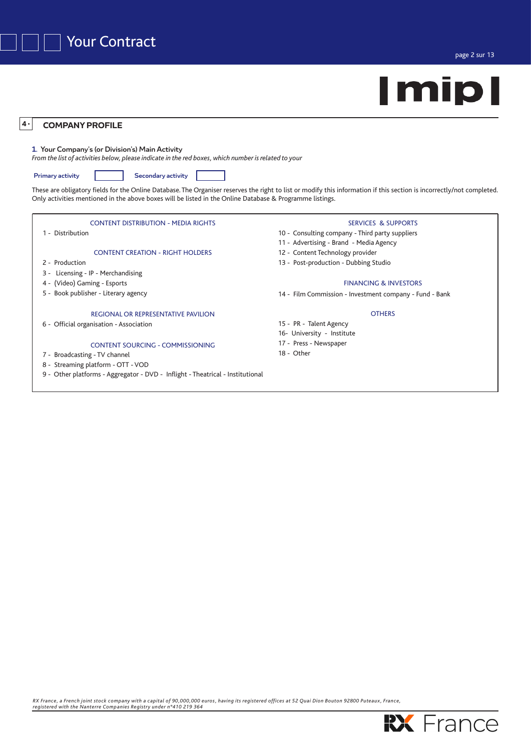# Your Contract

## 4 · COMPANY PROFILE

### 1. Your Company's (or Division's) Main Activity

*From the list of activities below, please indicate in the red boxes, which number is related to your*

**Primary activity** [ ] **Secondary activity** [ ]

These are obligatory fields for the Online Database. The Organiser reserves the right to list or modify this information if this section is incorrectly/not completed. Only activities mentioned in the above boxes will be listed in the Online Database & Programme listings.

**CONTENT DISTRIBUTION - MEDIA RIGHTS**

1 - Distribution

**CONTENT CREATION - RIGHT HOLDERS**

2 - Production
3 - Licensing - IP - Merchandising
4 - (Video) Gaming - Esports
5 - Book publisher - Literary agency

**REGIONAL OR REPRESENTATIVE PAVILION**

6 - Official organisation - Association

**CONTENT SOURCING - COMMISSIONING**

7 - Broadcasting - TV channel
8 - Streaming platform - OTT - VOD
9 - Other platforms - Aggregator - DVD - Inflight - Theatrical - Institutional

**SERVICES & SUPPORTS**

10 - Consulting company - Third party suppliers
11 - Advertising - Brand - Media Agency
12 - Content Technology provider
13 - Post-production - Dubbing Studio

**FINANCING & INVESTORS**

14 - Film Commission - Investment company - Fund - Bank

**OTHERS**

15 - PR - Talent Agency
16- University - Institute
17 - Press - Newspaper
18 - Other

*RX France, a French joint stock company with a capital of 90,000,000 euros, having its registered offices at 52 Quai Dion Bouton 92800 Puteaux, France, registered with the Nanterre Companies Registry under n°410 219 364*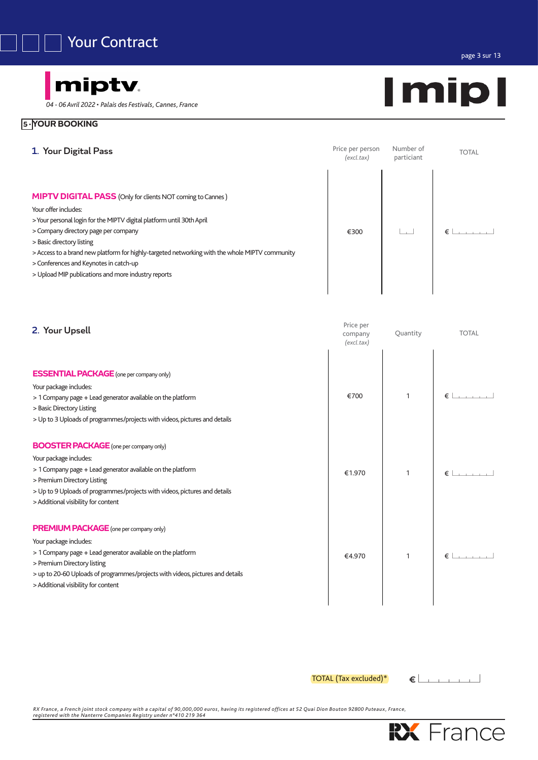# Your Contract

**miptv**

*04 - 06 Avril 2022 • Palais des Festivals, Cannes, France*

**mip**

## 5 · YOUR BOOKING

### 1. Your Digital Pass

| | Price per person *(excl.tax)* | Number of particiant | TOTAL |
|---|---|---|---|
| **MIPTV DIGITAL PASS** (Only for clients NOT coming to Cannes )<br>Your offer includes:<br>> Your personal login for the MIPTV digital platform until 30th April<br>> Company directory page per company<br>> Basic directory listing<br>> Access to a brand new platform for highly-targeted networking with the whole MIPTV community<br>> Conferences and Keynotes in catch-up<br>> Upload MIP publications and more industry reports | €300 | | € |

### 2. Your Upsell

| | Price per company *(excl.tax)* | Quantity | TOTAL |
|---|---|---|---|
| **ESSENTIAL PACKAGE** (one per company only)<br>Your package includes:<br>> 1 Company page + Lead generator available on the platform<br>> Basic Directory Listing<br>> Up to 3 Uploads of programmes/projects with videos, pictures and details | €700 | 1 | € |
| **BOOSTER PACKAGE** (one per company only)<br>Your package includes:<br>> 1 Company page + Lead generator available on the platform<br>> Premium Directory Listing<br>> Up to 9 Uploads of programmes/projects with videos, pictures and details<br>> Additional visibility for content | €1.970 | 1 | € |
| **PREMIUM PACKAGE** (one per company only)<br>Your package includes:<br>> 1 Company page + Lead generator available on the platform<br>> Premium Directory listing<br>> up to 20-60 Uploads of programmes/projects with videos, pictures and details<br>> Additional visibility for content | €4.970 | 1 | € |

**TOTAL (Tax excluded)*** €

*RX France, a French joint stock company with a capital of 90,000,000 euros, having its registered offices at 52 Quai Dion Bouton 92800 Puteaux, France, registered with the Nanterre Companies Registry under n°410 219 364*

RX France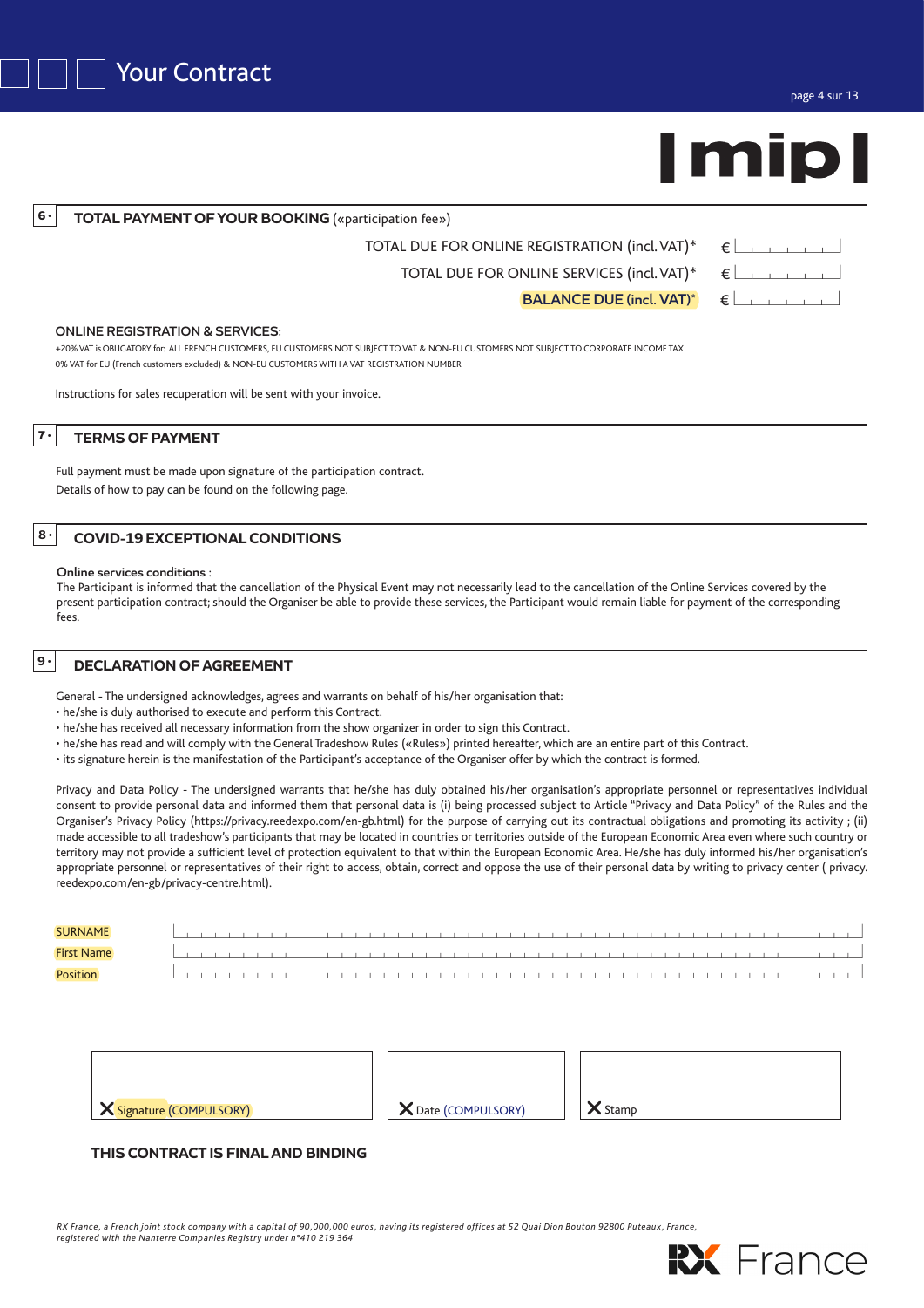# Your Contract

**mip**

## 6 · TOTAL PAYMENT OF YOUR BOOKING («participation fee»)

TOTAL DUE FOR ONLINE REGISTRATION (incl. VAT)* € ____________

TOTAL DUE FOR ONLINE SERVICES (incl. VAT)* € ____________

**BALANCE DUE (incl. VAT)*** € ____________

**ONLINE REGISTRATION & SERVICES:**

+20% VAT is OBLIGATORY for: ALL FRENCH CUSTOMERS, EU CUSTOMERS NOT SUBJECT TO VAT & NON-EU CUSTOMERS NOT SUBJECT TO CORPORATE INCOME TAX
0% VAT for EU (French customers excluded) & NON-EU CUSTOMERS WITH A VAT REGISTRATION NUMBER

Instructions for sales recuperation will be sent with your invoice.

## 7 · TERMS OF PAYMENT

Full payment must be made upon signature of the participation contract.
Details of how to pay can be found on the following page.

## 8 · COVID-19 EXCEPTIONAL CONDITIONS

**Online services conditions** :
The Participant is informed that the cancellation of the Physical Event may not necessarily lead to the cancellation of the Online Services covered by the present participation contract; should the Organiser be able to provide these services, the Participant would remain liable for payment of the corresponding fees.

## 9 · DECLARATION OF AGREEMENT

General - The undersigned acknowledges, agrees and warrants on behalf of his/her organisation that:

- he/she is duly authorised to execute and perform this Contract.
- he/she has received all necessary information from the show organizer in order to sign this Contract.
- he/she has read and will comply with the General Tradeshow Rules («Rules») printed hereafter, which are an entire part of this Contract.
- its signature herein is the manifestation of the Participant's acceptance of the Organiser offer by which the contract is formed.

Privacy and Data Policy - The undersigned warrants that he/she has duly obtained his/her organisation's appropriate personnel or representatives individual consent to provide personal data and informed them that personal data is (i) being processed subject to Article "Privacy and Data Policy" of the Rules and the Organiser's Privacy Policy (https://privacy.reedexpo.com/en-gb.html) for the purpose of carrying out its contractual obligations and promoting its activity ; (ii) made accessible to all tradeshow's participants that may be located in countries or territories outside of the European Economic Area even where such country or territory may not provide a sufficient level of protection equivalent to that within the European Economic Area. He/she has duly informed his/her organisation's appropriate personnel or representatives of their right to access, obtain, correct and oppose the use of their personal data by writing to privacy center ( privacy.reedexpo.com/en-gb/privacy-centre.html).

SURNAME ____________________

First Name ____________________

Position ____________________

| ✗ Signature (COMPULSORY) | ✗ Date (COMPULSORY) | ✗ Stamp |
|---|---|---|
| | | |

**THIS CONTRACT IS FINAL AND BINDING**

*RX France, a French joint stock company with a capital of 90,000,000 euros, having its registered offices at 52 Quai Dion Bouton 92800 Puteaux, France, registered with the Nanterre Companies Registry under n°410 219 364*

RX France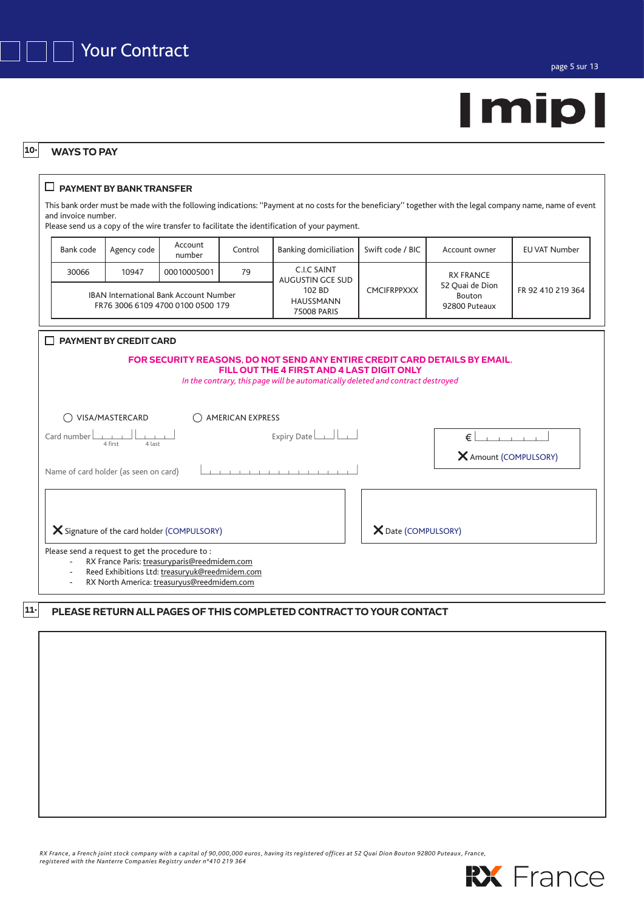# Your Contract

## 10. WAYS TO PAY

☐ **PAYMENT BY BANK TRANSFER**

This bank order must be made with the following indications: "Payment at no costs for the beneficiary" together with the legal company name, name of event and invoice number.
Please send us a copy of the wire transfer to facilitate the identification of your payment.

| Bank code | Agency code | Account number | Control | Banking domiciliation | Swift code / BIC | Account owner | EU VAT Number |
|---|---|---|---|---|---|---|---|
| 30066 | 10947 | 00010005001 | 79 | C.I.C SAINT AUGUSTIN GCE SUD 102 BD HAUSSMANN 75008 PARIS | CMCIFRPPXXX | RX FRANCE 52 Quai de Dion Bouton 92800 Puteaux | FR 92 410 219 364 |
| IBAN International Bank Account Number FR76 3006 6109 4700 0100 0500 179 | | | | | | | |

☐ **PAYMENT BY CREDIT CARD**

**FOR SECURITY REASONS, DO NOT SEND ANY ENTIRE CREDIT CARD DETAILS BY EMAIL.**
**FILL OUT THE 4 FIRST AND 4 LAST DIGIT ONLY**
*In the contrary, this page will be automatically deleted and contract destroyed*

◯ VISA/MASTERCARD ◯ AMERICAN EXPRESS

Card number ____ (4 first) ____ (4 last)

Expiry Date __ / __

€ ________
X Amount (COMPULSORY)

Name of card holder (as seen on card) ________________

X Signature of the card holder (COMPULSORY)

X Date (COMPULSORY)

Please send a request to get the procedure to :

- RX France Paris: treasuryparis@reedmidem.com
- Reed Exhibitions Ltd: treasuryuk@reedmidem.com
- RX North America: treasuryus@reedmidem.com

## 11. PLEASE RETURN ALL PAGES OF THIS COMPLETED CONTRACT TO YOUR CONTACT

*RX France, a French joint stock company with a capital of 90,000,000 euros, having its registered offices at 52 Quai Dion Bouton 92800 Puteaux, France, registered with the Nanterre Companies Registry under n°410 219 364*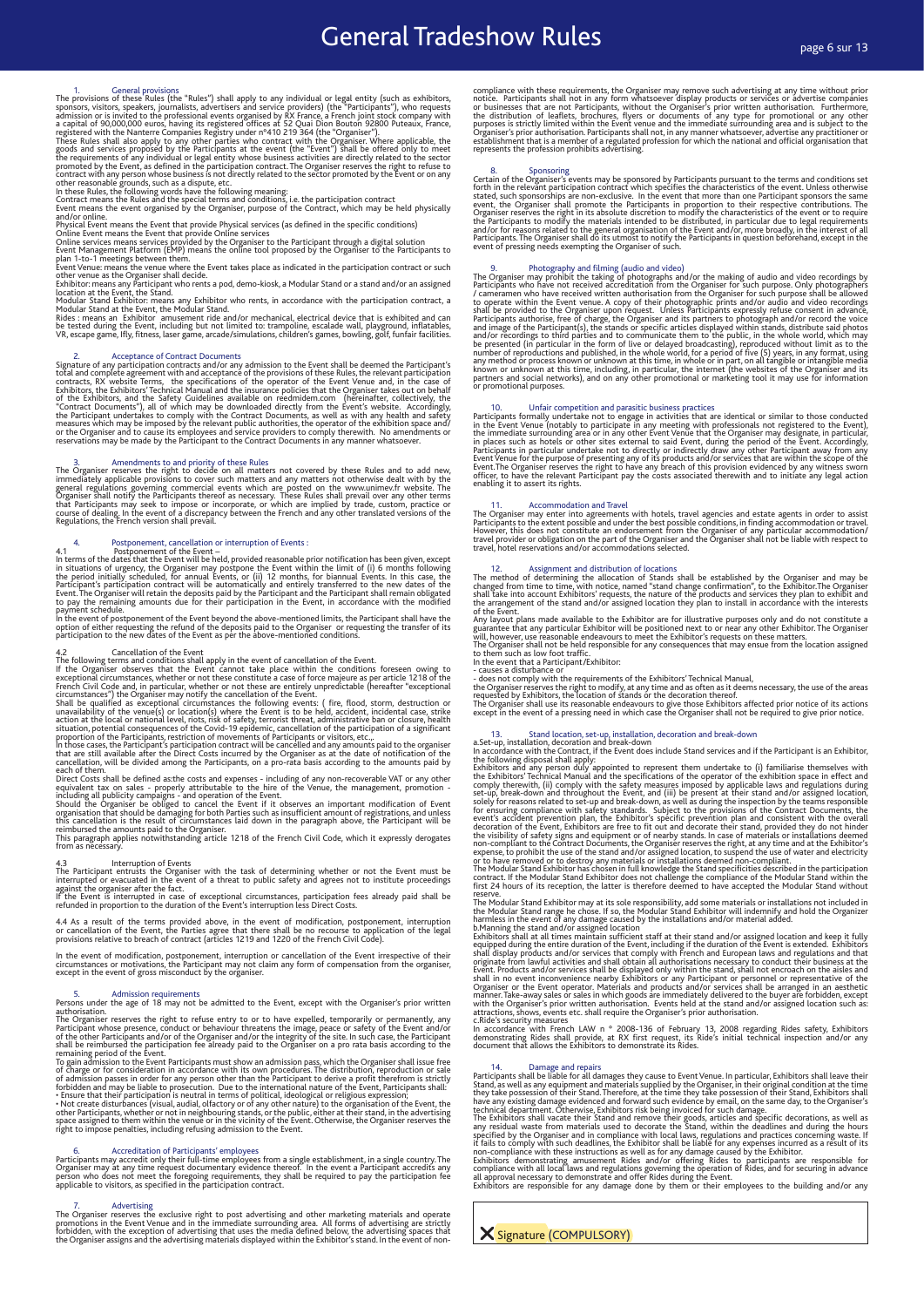# General Tradeshow Rules

## 1. General provisions

The provisions of these Rules (the "Rules") shall apply to any individual or legal entity (such as exhibitors, sponsors, visitors, speakers, journalists, advertisers and service providers) (the "Participants"), who requests admission or is invited to the professional events organised by RX France, a French joint stock company with a capital of 90,000,000 euros, having its registered offices at 52 Quai Dion Bouton 92800 Puteaux, France, registered with the Nanterre Companies Registry under n°410 219 364 (the "Organiser").

These Rules shall also apply to any other parties who contract with the Organiser. Where applicable, the goods and services proposed by the Participants at the event (the "Event") shall be offered only to meet the requirements of any individual or legal entity whose business activities are directly related to the sector promoted by the Event, as defined in the participation contract. The Organiser reserves the right to refuse to contract with any person whose business is not directly related to the sector promoted by the Event or on any other reasonable grounds, such as a dispute, etc.

In these Rules, the following words have the following meaning:

Contract means the Rules and the special terms and conditions, i.e. the participation contract

Event means the event organised by the Organiser, purpose of the Contract, which may be held physically and/or online.

Physical Event means the Event that provide Physical services (as defined in the specific conditions)

Online Event means the Event that provide Online services

Online services means services provided by the Organiser to the Participant through a digital solution

Event Management Platform (EMP) means the online tool proposed by the Organiser to the Participants to plan 1-to-1 meetings between them.

Event Venue: means the venue where the Event takes place as indicated in the participation contract or such other venue as the Organiser shall decide.

Exhibitor: means any Participant who rents a pod, demo-kiosk, a Modular Stand or a stand and/or an assigned location at the Event, the Stand.

Modular Stand Exhibitor: means any Exhibitor who rents, in accordance with the participation contract, a Modular Stand at the Event, the Modular Stand.

Rides : means an Exhibitor amusement ride and/or mechanical, electrical device that is exhibited and can be tested during the Event, including but not limited to: trampoline, escalade wall, playground, inflatables, VR, escape game, Ifly, fitness, laser game, arcade/simulations, children's games, bowling, golf, funfair facilities.

## 2. Acceptance of Contract Documents

Signature of any participation contracts and/or any admission to the Event shall be deemed the Participant's total and complete agreement with and acceptance of the provisions of these Rules, the relevant participation contracts, RX website Terms, the specifications of the operator of the Event Venue and, in the case of Exhibitors, the Exhibitors' Technical Manual and the insurance policies that the Organiser takes out on behalf of the Exhibitors, and the Safety Guidelines available on reedmidem.com (hereinafter, collectively, the "Contract Documents"), all of which may be downloaded directly from the Event's website. Accordingly, the Participant undertakes to comply with the Contract Documents, as well as with any health and safety measures which may be imposed by the relevant public authorities, the operator of the exhibition space and/ or the Organiser and to cause its employees and service providers to comply therewith. No amendments or reservations may be made by the Participant to the Contract Documents in any manner whatsoever.

## 3. Amendments to and priority of these Rules

The Organiser reserves the right to decide on all matters not covered by these Rules and to add new, immediately applicable provisions to cover such matters and any matters not otherwise dealt with by the general regulations governing commercial events which are posted on the www.unimev.fr website. The Organiser shall notify the Participants thereof as necessary. These Rules shall prevail over any other terms that Participants may seek to impose or incorporate, or which are implied by trade, custom, practice or course of dealing. In the event of a discrepancy between the French and any other translated versions of the Regulations, the French version shall prevail.

## 4. Postponement, cancellation or interruption of Events :

4.1 Postponement of the Event –

In terms of the dates that the Event will be held, provided reasonable prior notification has been given, except in situations of urgency, the Organiser may postpone the Event within the limit of (i) 6 months following the period initially scheduled, for annual Events, or (ii) 12 months, for biannual Events. In this case, the Participant's participation contract will be automatically and entirely transferred to the new dates of the Event. The Organiser will retain the deposits paid by the Participant and the Participant shall remain obligated to pay the remaining amounts due for their participation in the Event, in accordance with the modified payment schedule.

In the event of postponement of the Event beyond the above-mentioned limits, the Participant shall have the option of either requesting the refund of the deposits paid to the Organiser or requesting the transfer of its participation to the new dates of the Event as per the above-mentioned conditions.

4.2 Cancellation of the Event

The following terms and conditions shall apply in the event of cancellation of the Event.

If the Organiser observes that the Event cannot take place within the conditions foreseen owing to exceptional circumstances, whether or not these constitute a case of force majeure as per article 1218 of the French Civil Code and, in particular, whether or not these are entirely unpredictable (hereafter "exceptional circumstances") the Organiser may notify the cancellation of the Event.

Shall be qualified as exceptional circumstances the following events: ( fire, flood, storm, destruction or unavailability of the venue(s) or location(s) where the Event is to be held, accident, incidental case, strike action at the local or national level, riots, risk of safety, terrorist threat, administrative ban or closure, health situation, potential consequences of the Covid-19 epidemic, cancellation of the participation of a significant proportion of the Participants, restriction of movements of Participants or visitors, etc.,.

In those cases, the Participant's participation contract will be cancelled and any amounts paid to the organiser that are still available after the Direct Costs incurred by the Organiser as at the date of notification of the cancellation, will be divided among the Participants, on a pro-rata basis according to the amounts paid by each of them.

Direct Costs shall be defined as:the costs and expenses - including of any non-recoverable VAT or any other equivalent tax on sales - properly attributable to the hire of the Venue, the management, promotion - including all publicity campaigns - and operation of the Event.

Should the Organiser be obliged to cancel the Event if it observes an important modification of Event organisation that should be damaging for both Parties such as insufficient amount of registrations, and unless this cancellation is the result of circumstances laid down in the paragraph above, the Participant will be reimbursed the amounts paid to the Organiser.

This paragraph applies notwithstanding article 1218 of the French Civil Code, which it expressly derogates from as necessary.

4.3 Interruption of Events

The Participant entrusts the Organiser with the task of determining whether or not the Event must be interrupted or evacuated in the event of a threat to public safety and agrees not to institute proceedings against the organiser after the fact.

If the Event is interrupted in case of exceptional circumstances, participation fees already paid shall be refunded in proportion to the duration of the Event's interruption less Direct Costs.

4.4 As a result of the terms provided above, in the event of modification, postponement, interruption or cancellation of the Event, the Parties agree that there shall be no recourse to application of the legal provisions relative to breach of contract (articles 1219 and 1220 of the French Civil Code).

In the event of modification, postponement, interruption or cancellation of the Event irrespective of their circumstances or motivations, the Participant may not claim any form of compensation from the organiser, except in the event of gross misconduct by the organiser.

## 5. Admission requirements

Persons under the age of 18 may not be admitted to the Event, except with the Organiser's prior written authorisation.

The Organiser reserves the right to refuse entry to or to have expelled, temporarily or permanently, any Participant whose presence, conduct or behaviour threatens the image, peace or safety of the Event and/or of the other Participants and/or of the Organiser and/or the integrity of the site. In such case, the Participant shall be reimbursed the participation fee already paid to the Organiser on a pro rata basis according to the remaining period of the Event.

To gain admission to the Event Participants must show an admission pass, which the Organiser shall issue free of charge or for consideration in accordance with its own procedures. The distribution, reproduction or sale of admission passes in order for any person other than the Participant to derive a profit therefrom is strictly forbidden and may be liable to prosecution. Due to the international nature of the Event, Participants shall:

- Ensure that their participation is neutral in terms of political, ideological or religious expression;
- Not create disturbances (visual, audial, olfactory or of any other nature) to the organisation of the Event, the other Participants, whether or not in neighbouring stands, or the public, either at their stand, in the advertising space assigned to them within the venue or in the vicinity of the Event. Otherwise, the Organiser reserves the right to impose penalties, including refusing admission to the Event.

## 6. Accreditation of Participants' employees

Participants may accredit only their full-time employees from a single establishment, in a single country. The Organiser may at any time request documentary evidence thereof. In the event a Participant accredits any person who does not meet the foregoing requirements, they shall be required to pay the participation fee applicable to visitors, as specified in the participation contract.

## 7. Advertising

The Organiser reserves the exclusive right to post advertising and other marketing materials and operate promotions in the Event Venue and in the immediate surrounding area. All forms of advertising are strictly forbidden, with the exception of advertising that uses the media defined below, the advertising spaces that the Organiser assigns and the advertising materials displayed within the Exhibitor's stand. In the event of non-compliance with these requirements, the Organiser may remove such advertising at any time without prior notice. Participants shall not in any form whatsoever display products or services or advertise companies or businesses that are not Participants, without the Organiser's prior written authorisation. Furthermore, the distribution of leaflets, brochures, flyers or documents of any type for promotional or any other purposes is strictly limited within the Event venue and the immediate surrounding area and is subject to the Organiser's prior authorisation. Participants shall not, in any manner whatsoever, advertise any practitioner or establishment that is a member of a regulated profession for which the national and official organisation that represents the profession prohibits advertising.

## 8. Sponsoring

Certain of the Organiser's events may be sponsored by Participants pursuant to the terms and conditions set forth in the relevant participation contract which specifies the characteristics of the event. Unless otherwise stated, such sponsorships are non-exclusive. In the event that more than one Participant sponsors the same event, the Organiser shall promote the Participants in proportion to their respective contributions. The Organiser reserves the right in its absolute discretion to modify the characteristics of the event or to require the Participants to modify the materials intended to be distributed, in particular due to legal requirements and/or for reasons related to the general organisation of the Event and/or, more broadly, in the interest of all Participants. The Organiser shall do its utmost to notify the Participants in question beforehand, except in the event of pressing needs exempting the Organiser of such.

## 9. Photography and filming (audio and video)

The Organiser may prohibit the taking of photographs and/or the making of audio and video recordings by Participants who have not received accreditation from the Organiser for such purpose. Only photographers / cameramen who have received written authorisation from the Organiser for such purpose shall be allowed to operate within the Event venue. A copy of their photographic prints and/or audio and video recordings shall be provided to the Organiser upon request. Unless Participants expressly refuse consent in advance, Participants authorise, free of charge, the Organiser and its partners to photograph and/or record the voice and image of the Participant(s), the stands or specific articles displayed within stands, distribute said photos and/or recordings to third parties and to communicate them to the public, in the whole world, which may be presented (in particular in the form of live or delayed broadcasting), reproduced without limit as to the number of reproductions and published, in the whole world, for a period of five (5) years, in any format, using any method or process known or unknown at this time, in whole or in part, on all tangible or intangible media known or unknown at this time, including, in particular, the internet (the websites of the Organiser and its partners and social networks), and on any other promotional or marketing tool it may use for information or promotional purposes.

## 10. Unfair competition and parasitic business practices

Participants formally undertake not to engage in activities that are identical or similar to those conducted in the Event Venue (notably to participate in any meeting with professionals not registered to the Event), the immediate surrounding area or in any other Event Venue that the Organiser may designate, in particular, in places such as hotels or other sites external to said Event, during the period of the Event. Accordingly, Participants in particular undertake not to directly or indirectly draw any other Participant away from any Event Venue for the purpose of presenting any of its products and/or services that are within the scope of the Event.The Organiser reserves the right to have any breach of this provision evidenced by any witness sworn officer, to have the relevant Participant pay the costs associated therewith and to initiate any legal action enabling it to assert its rights.

## 11. Accommodation and Travel

The Organiser may enter into agreements with hotels, travel agencies and estate agents in order to assist Participants to the extent possible and under the best possible conditions, in finding accommodation or travel. However, this does not constitute an endorsement from the Organiser of any particular accommodation/ travel provider or obligation on the part of the Organiser and the Organiser shall not be liable with respect to travel, hotel reservations and/or accommodations selected.

## 12. Assignment and distribution of locations

The method of determining the allocation of Stands shall be established by the Organiser and may be changed from time to time, with notice, named "stand change confirmation", to the Exhibitor.The Organiser shall take into account Exhibitors' requests, the nature of the products and services they plan to exhibit and the arrangement of the stand and/or assigned location they plan to install in accordance with the interests of the Event.

Any layout plans made available to the Exhibitor are for illustrative purposes only and do not constitute a guarantee that any particular Exhibitor will be positioned next to or near any other Exhibitor. The Organiser will, however, use reasonable endeavours to meet the Exhibitor's requests on these matters.

The Organiser shall not be held responsible for any consequences that may ensue from the location assigned to them such as low foot traffic.

In the event that a Participant/Exhibitor:

- causes a disturbance or
- does not comply with the requirements of the Exhibitors' Technical Manual,

the Organiser reserves the right to modify, at any time and as often as it deems necessary, the use of the areas requested by Exhibitors, the location of stands or the decoration thereof.

The Organiser shall use its reasonable endeavours to give those Exhibitors affected prior notice of its actions except in the event of a pressing need in which case the Organiser shall not be required to give prior notice.

## 13. Stand location, set-up, installation, decoration and break-down

a.Set-up, installation, decoration and break-down

In accordance with the Contract, if the Event does include Stand services and if the Participant is an Exhibitor, the following disposal shall apply:

Exhibitors and any person duly appointed to represent them undertake to (i) familiarise themselves with the Exhibitors' Technical Manual and the specifications of the operator of the exhibition space in effect and comply therewith, (ii) comply with the safety measures imposed by applicable laws and regulations during set-up, break-down and throughout the Event, and (iii) be present at their stand and/or assigned location, solely for reasons related to set-up and break-down, as well as during the inspection by the teams responsible for ensuring compliance with safety standards. Subject to the provisions of the Contract Documents, the event's accident prevention plan, the Exhibitor's specific prevention plan and consistent with the overall decoration of the Event, Exhibitors are free to fit out and decorate their stand, provided they do not hinder the visibility of safety signs and equipment or of nearby stands. In case of materials or installations deemed non-compliant to the Contract Documents, the Organiser reserves the right, at any time and at the Exhibitor's expense, to prohibit the use of the stand and/or assigned location, to suspend the use of water and electricity or to have removed or to destroy any materials or installations deemed non-compliant.

The Modular Stand Exhibitor has chosen in full knowledge the Stand specificities described in the participation contract. If the Modular Stand Exhibitor does not challenge the compliance of the Modular Stand within the first 24 hours of its reception, the latter is therefore deemed to have accepted the Modular Stand without reserve.

The Modular Stand Exhibitor may at its sole responsibility, add some materials or installations not included in the Modular Stand range he chose. If so, the Modular Stand Exhibitor will indemnify and hold the Organizer harmless in the event of any damage caused by the installations and/or material added.

b.Manning the stand and/or assigned location

Exhibitors shall at all times maintain sufficient staff at their stand and/or assigned location and keep it fully equipped during the entire duration of the Event, including if the duration of the Event is extended. Exhibitors shall display products and/or services that comply with French and European laws and regulations and that originate from lawful activities and shall obtain all authorisations necessary to conduct their business at the Event. Products and/or services shall be displayed only within the stand, shall not encroach on the aisles and shall in no event inconvenience nearby Exhibitors or any Participant or personnel or representative of the Organiser or the Event operator. Materials and products and/or services shall be arranged in an aesthetic manner. Take-away sales or sales in which goods are immediately delivered to the buyer are forbidden, except with the Organiser's prior written authorisation. Events held at the stand and/or assigned location such as: attractions, shows, events etc. shall require the Organiser's prior authorisation.

c.Ride's security measures

In accordance with French LAW n ° 2008-136 of February 13, 2008 regarding Rides safety, Exhibitors demonstrating Rides shall provide, at RX first request, its Ride's initial technical inspection and/or any document that allows the Exhibitors to demonstrate its Rides.

## 14. Damage and repairs

Participants shall be liable for all damages they cause to Event Venue. In particular, Exhibitors shall leave their Stand, as well as any equipment and materials supplied by the Organiser, in their original condition at the time they take possession of their Stand. Therefore, at the time they take possession of their Stand, Exhibitors shall have any existing damage evidenced and forward such evidence by email, on the same day, to the Organiser's technical department. Otherwise, Exhibitors risk being invoiced for such damage.

The Exhibitors shall vacate their Stand and remove their goods, articles and specific decorations, as well as any residual waste from materials used to decorate the Stand, within the deadlines and during the hours specified by the Organiser and in compliance with local laws, regulations and practices concerning waste. If it fails to comply with such deadlines, the Exhibitor shall be liable for any expenses incurred as a result of its non-compliance with these instructions as well as for any damage caused by the Exhibitor.

Exhibitors demonstrating amusement Rides and/or offering Rides to participants are responsible for compliance with all local laws and regulations governing the operation of Rides, and for securing in advance all approval necessary to demonstrate and offer Rides during the Event.

Exhibitors are responsible for any damage done by them or their employees to the building and/or any

X Signature (COMPULSORY)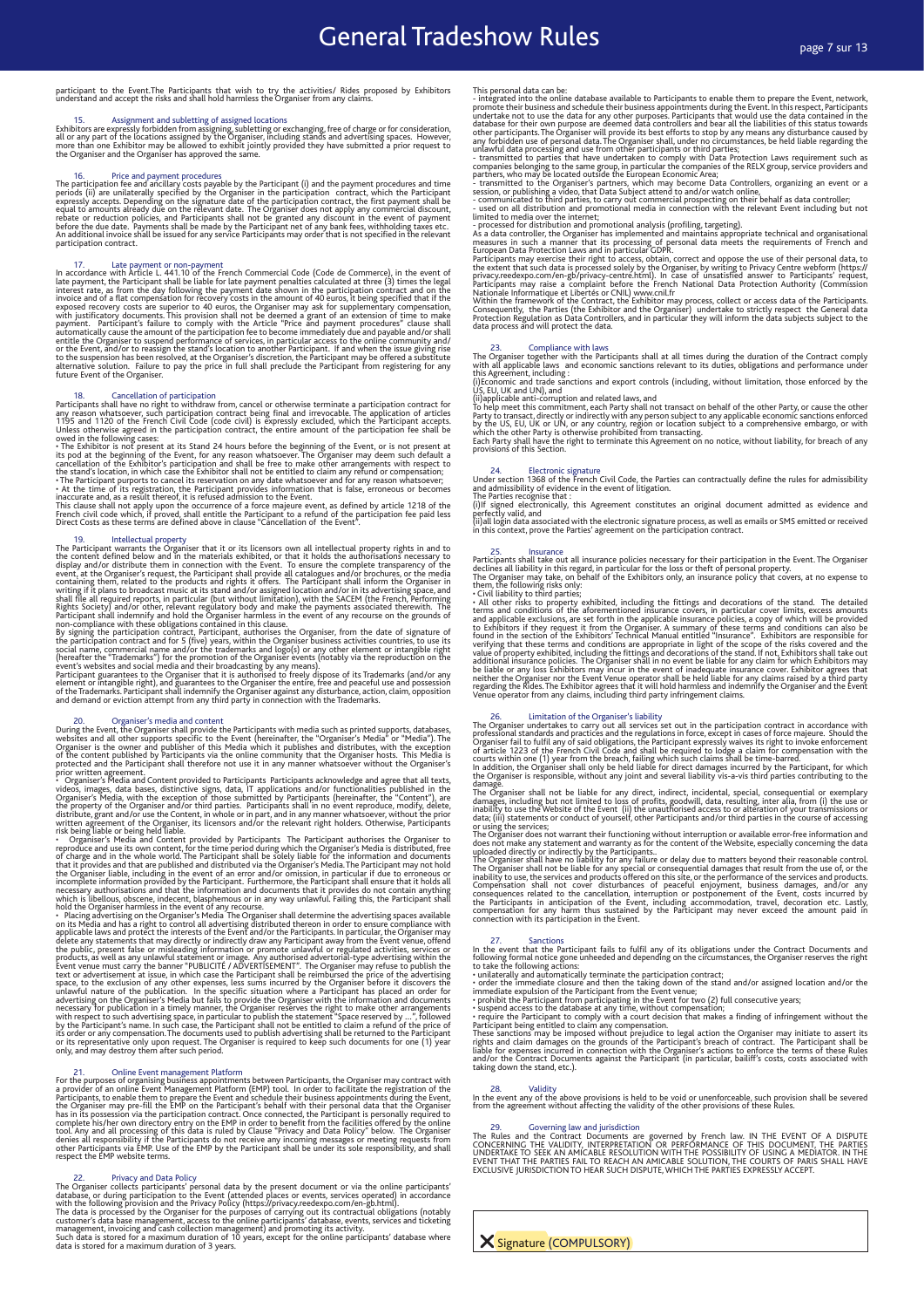participant to the Event.The Participants that wish to try the activities/ Rides proposed by Exhibitors understand and accept the risks and shall hold harmless the Organiser from any claims.

## 15. Assignment and subletting of assigned locations

Exhibitors are expressly forbidden from assigning, subletting or exchanging, free of charge or for consideration, all or any part of the locations assigned by the Organiser, including stands and advertising spaces. However, more than one Exhibitor may be allowed to exhibit jointly provided they have submitted a prior request to the Organiser and the Organiser has approved the same.

## 16. Price and payment procedures

The participation fee and ancillary costs payable by the Participant (i) and the payment procedures and time periods (ii) are unilaterally specified by the Organiser in the participation contract, which the Participant expressly accepts. Depending on the signature date of the participation contract, the first payment shall be equal to amounts already due on the relevant date. The Organiser does not apply any commercial discount, rebate or reduction policies, and Participants shall not be granted any discount in the event of payment before the due date. Payments shall be made by the Participant net of any bank fees, withholding taxes etc.. An additional invoice shall be issued for any service Participants may order that is not specified in the relevant participation contract.

## 17. Late payment or non-payment

In accordance with Article L. 441.10 of the French Commercial Code (Code de Commerce), in the event of late payment, the Participant shall be liable for late payment penalties calculated at three (3) times the legal interest rate, as from the day following the payment date shown in the participation contract and on the invoice and of a flat compensation for recovery costs in the amount of 40 euros, it being specified that if the exposed recovery costs are superior to 40 euros, the Organiser may ask for supplementary compensation, with justificatory documents. This provision shall not be deemed a grant of an extension of time to make payment. Participant's failure to comply with the Article "Price and payment procedures" clause shall automatically cause the amount of the participation fee to become immediately due and payable and/or shall entitle the Organiser to suspend performance of services, in particular access to the online community and/or the Event, and/or to reassign the stand's location to another Participant. If and when the issue giving rise to the suspension has been resolved, at the Organiser's discretion, the Participant may be offered a substitute alternative solution. Failure to pay the price in full shall preclude the Participant from registering for any future Event of the Organiser.

## 18. Cancellation of participation

Participants shall have no right to withdraw from, cancel or otherwise terminate a participation contract for any reason whatsoever, such participation contract being final and irrevocable. The application of articles 1195 and 1120 of the French Civil Code (code civil) is expressly excluded, which the Participant accepts. Unless otherwise agreed in the participation contract, the entire amount of the participation fee shall be owed in the following cases:

- The Exhibitor is not present at its Stand 24 hours before the beginning of the Event, or is not present at its pod at the beginning of the Event, for any reason whatsoever. The Organiser may deem such default a cancellation of the Exhibitor's participation and shall be free to make other arrangements with respect to the stand's location, in which case the Exhibitor shall not be entitled to claim any refund or compensation;
- The Participant purports to cancel its reservation on any date whatsoever and for any reason whatsoever;
- At the time of its registration, the Participant provides information that is false, erroneous or becomes inaccurate and, as a result thereof, it is refused admission to the Event.

This clause shall not apply upon the occurrence of a force majeure event, as defined by article 1218 of the French civil code which, if proved, shall entitle the Participant to a refund of the participation fee paid less Direct Costs as these terms are defined above in clause "Cancellation of the Event".

## 19. Intellectual property

The Participant warrants the Organiser that it or its licensors own all intellectual property rights in and to the content defined below and in the materials exhibited, or that it holds the authorisations necessary to display and/or distribute them in connection with the Event. To ensure the complete transparency of the event, at the Organiser's request, the Participant shall provide all catalogues and/or brochures, or the media containing them, related to the products and rights it offers. The Participant shall inform the Organiser in writing if it plans to broadcast music at its stand and/or assigned location and/or in its advertising space, and shall file all required reports, in particular (but without limitation), with the SACEM (the French, Performing Rights Society) and/or other, relevant regulatory body and make the payments associated therewith. The Participant shall indemnify and hold the Organiser harmless in the event of any recourse on the grounds of non-compliance with these obligations contained in this clause.

By signing the participation contract, Participant, authorises the Organiser, from the date of signature of the participation contract and for 5 (five) years, within the Organiser business activities countries, to use its social name, commercial name and/or the trademarks and logo(s) or any other element or intangible right (hereafter the "Trademarks") for the promotion of the Organiser events (notably via the reproduction on the event's websites and social media and their broadcasting by any means).

Participant guarantees to the Organiser that it is authorised to freely dispose of its Trademarks (and/or any element or intangible right), and guarantees to the Organiser the entire, free and peaceful use and possession of the Trademarks. Participant shall indemnify the Organiser against any disturbance, action, claim, opposition and demand or eviction attempt from any third party in connection with the Trademarks.

## 20. Organiser's media and content

During the Event, the Organiser shall provide the Participants with media such as printed supports, databases, websites and all other supports specific to the Event (hereafter, the "Organiser's Media" or "Media"). The Organiser is the owner and the publisher of this Media which it publishes and distributes, with the exception of the content published by Participants via the online community that the Organiser hosts. This Media is protected and the Participant shall therefore not use it in any manner whatsoever without the Organiser's prior written agreement.

- Organiser's Media and Content provided to Participants Participants acknowledge and agree that all texts, videos, images, data bases, distinctive signs, data, IT applications and/or functionalities published in the Organiser's Media, with the exception of those submitted by Participants (hereinafter, the "Content"), are the property of the Organiser and/or third parties. Participants shall in no event reproduce, modify, delete, distribute, grant and/or use the Content, in whole or in part, and in any manner whatsoever, without the prior written agreement of the Organiser, its licensors and/or the relevant right holders. Otherwise, Participants risk being liable or being held liable.
- Organiser's Media and Content provided by Participants The Participant authorises the Organiser to reproduce and use its own content, for the time period during which the Organiser's Media is distributed, free of charge and in the whole world. The Participant shall be solely liable for the information and documents that it provides and that are published and distributed via the Organiser's Media. The Participant may not hold the Organiser liable, including in the event of an error and/or omission, in particular if due to erroneous or incomplete information provided by the Participant. Furthermore, the Participant shall ensure that it holds all necessary authorisations and that the information and documents that it provides do not contain anything which is libellous, obscene, indecent, blasphemous or in any way unlawful. Failing this, the Participant shall hold the Organiser harmless in the event of any recourse.
- Placing advertising on the Organiser's Media The Organiser shall determine the advertising spaces available on its Media and has a right to control all advertising distributed thereon in order to ensure compliance with applicable laws and protect the interests of the Event and/or the Participants. In particular, the Organiser may delete any statements that may directly or indirectly draw any Participant away from the Event venue, offend the public, present false or misleading information or promote unlawful or regulated activities, services or products, as well as any unlawful statement or image. Any authorised advertorial-type advertising within the Event venue must carry the banner "PUBLICITE / ADVERTISEMENT". The Organiser may refuse to publish the text or advertisement at issue, in which case the Participant shall be reimbursed the price of the advertising space, to the exclusion of any other expenses, less sums incurred by the Organiser before it discovers the unlawful nature of the publication. In the specific situation where a Participant has placed an order for advertising on the Organiser's Media but fails to provide the Organiser with the information and documents necessary for publication in a timely manner, the Organiser reserves the right to make other arrangements with respect to such advertising space, in particular to publish the statement "Space reserved by ...", followed by the Participant's name. In such case, the Participant shall not be entitled to claim a refund of the price of its order or any compensation. The documents used to publish advertising shall be returned to the Participant or its representative only upon request. The Organiser is required to keep such documents for one (1) year only, and may destroy them after such period.

## 21. Online Event management Platform

For the purposes of organising business appointments between Participants, the Organiser may contract with a provider of an online Event Management Platform (EMP) tool. In order to facilitate the registration of the Participants, to enable them to prepare the Event and schedule their business appointments during the Event, the Organiser may pre-fill the EMP on the Participant's behalf with their personal data that the Organiser has in its possession via the participation contract. Once connected, the Participant is personally required to complete his/her own directory entry on the EMP in order to benefit from the facilities offered by the online tool. Any and all processing of this data is ruled by Clause "Privacy and Data Policy" below. The Organiser denies all responsibility if the Participants do not receive any incoming messages or meeting requests from other Participants via EMP. Use of the EMP by the Participant shall be under its sole responsibility, and shall respect the EMP website terms.

## 22. Privacy and Data Policy

The Organiser collects participants' personal data by the present document or via the online participants' database, or during participation to the Event (attended places or events, services operated) in accordance with the following provision and the Privacy Policy (https://privacy.reedexpo.com/en-gb.html).

The data is processed by the Organiser for the purposes of carrying out its contractual obligations (notably customer's data base management, access to the online participants' database, events, services and ticketing management, invoicing and cash collection management) and promoting its activity.

Such data is stored for a maximum duration of 10 years, except for the online participants' database where data is stored for a maximum duration of 3 years.

This personal data can be:

- integrated into the online database available to Participants to enable them to prepare the Event, network, promote their business and schedule their business appointments during the Event. In this respect, Participants undertake not to use the data for any other purposes. Participants that would use the data contained in the database for their own purpose are deemed data controllers and bear all the liabilities of this status towards other participants. The Organiser will provide its best efforts to stop by any means any disturbance caused by any forbidden use of personal data. The Organiser shall, under no circumstances, be held liable regarding the unlawful data processing and use from other participants or third parties;
- transmitted to parties that have undertaken to comply with Data Protection Laws requirement such as companies belonging to the same group, in particular the companies of the RELX group, service providers and partners, who may be located outside the European Economic Area;
- transmitted to the Organiser's partners, which may become Data Controllers, organizing an event or a session, or publishing a video, that Data Subject attend to and/or watch online,
- communicated to third parties, to carry out commercial prospecting on their behalf as data controller;
- used on all distribution and promotional media in connection with the relevant Event including but not limited to media over the internet;
- processed for distribution and promotional analysis (profiling, targeting).

As a data controller, the Organiser has implemented and maintains appropriate technical and organisational measures in such a manner that its processing of personal data meets the requirements of French and European Data Protection Laws and in particular GDPR.

Participants may exercise their right to access, obtain, correct and oppose the use of their personal data, to the extent that such data is processed solely by the Organiser, by writing to Privacy Centre webform (https://privacy.reedexpo.com/en-gb/privacy-centre.html). In case of unsatisfied answer to Participants' request, Participants may raise a complaint before the French National Data Protection Authority (Commission Nationale Informatique et Libertés or CNIL) www.cnil.fr

Within the framework of the Contract, the Exhibitor may process, collect or access data of the Participants. Consequently, the Parties (the Exhibitor and the Organiser) undertake to strictly respect the General data Protection Regulation as Data Controllers, and in particular they will inform the data subjects subject to the data process and will protect the data.

## 23. Compliance with laws

The Organiser together with the Participants shall at all times during the duration of the Contract comply with all applicable laws and economic sanctions relevant to its duties, obligations and performance under this Agreement, including :

(i)Economic and trade sanctions and export controls (including, without limitation, those enforced by the US, EU, UK and UN), and

(ii)applicable anti-corruption and related laws, and

To help meet this commitment, each Party shall not transact on behalf of the other Party, or cause the other Party to transact, directly or indirectly with any person subject to any applicable economic sanctions enforced by the US, EU, UK or UN, or any country, region or location subject to a comprehensive embargo, or with which the other Party is otherwise prohibited from transacting.

Each Party shall have the right to terminate this Agreement on no notice, without liability, for breach of any provisions of this Section.

## 24. Electronic signature

Under section 1368 of the French Civil Code, the Parties can contractually define the rules for admissibility and admissibility of evidence in the event of litigation.

The Parties recognise that :

(i)If signed electronically, this Agreement constitutes an original document admitted as evidence and perfectly valid, and

(ii)all login data associated with the electronic signature process, as well as emails or SMS emitted or received in this context, prove the Parties' agreement on the participation contract.

## 25. Insurance

Participants shall take out all insurance policies necessary for their participation in the Event. The Organiser declines all liability in this regard, in particular for the loss or theft of personal property.

The Organiser may take, on behalf of the Exhibitors only, an insurance policy that covers, at no expense to them, the following risks only:

- Civil liability to third parties;
- All other risks to property exhibited, including the fittings and decorations of the stand. The detailed terms and conditions of the aforementioned insurance covers, in particular cover limits, excess amounts and applicable exclusions, are set forth in the applicable insurance policies, a copy of which will be provided to Exhibitors if they request it from the Organiser. A summary of these terms and conditions can also be found in the section of the Exhibitors' Technical Manual entitled "Insurance". Exhibitors are responsible for verifying that these terms and conditions are appropriate in light of the scope of the risks covered and the value of property exhibited, including the fittings and decorations of the stand. If not, Exhibitors shall take out additional insurance policies. The Organiser shall in no event be liable for any claim for which Exhibitors may be liable or any loss Exhibitors may incur in the event of inadequate insurance cover. Exhibitor agrees that neither the Organiser nor the Event Venue operator shall be held liable for any claims raised by a third party regarding the Rides. The Exhibitor agrees that it will hold harmless and indemnify the Organiser and the Event Venue operator from any claims, including third party infringement claims.

## 26. Limitation of the Organiser's liability

The Organiser undertakes to carry out all services set out in the participation contract in accordance with professional standards and practices and the regulations in force, except in cases of force majeure. Should the Organiser fail to fulfil any of said obligations, the Participant expressly waives its right to invoke enforcement of article 1223 of the French Civil Code and shall be required to lodge a claim for compensation with the courts within one (1) year from the breach, failing which such claims shall be time-barred.

In addition, the Organiser shall only be held liable for direct damages incurred by the Participant, for which the Organiser is responsible, without any joint and several liability vis-a-vis third parties contributing to the damage.

The Organiser shall not be liable for any direct, indirect, incidental, special, consequential or exemplary damages, including but not limited to loss of profits, goodwill, data, resulting, inter alia, from (i) the use or inability to use the Website of the Event (ii) the unauthorised access to or alteration of your transmissions or data; (iii) statements or conduct of yourself, other Participants and/or third parties in the course of accessing or using the services;

The Organiser does not warrant their functioning without interruption or available error-free information and does not make any statement and warranty as for the content of the Website, especially concerning the data uploaded directly or indirectly by the Participants..

The Organiser shall have no liability for any failure or delay due to matters beyond their reasonable control. The Organiser shall not be liable for any special or consequential damages that result from the use of, or the inability to use, the services and products offered on this site, or the performance of the services and products. Compensation shall not cover disturbances of peaceful enjoyment, business damages, and/or any consequences related to the cancellation, interruption or postponement of the Event, costs incurred by the Participants in anticipation of the Event, including accommodation, travel, decoration etc. Lastly, compensation for any harm thus sustained by the Participant may never exceed the amount paid in connection with its participation in the Event.

## 27. Sanctions

In the event that the Participant fails to fulfil any of its obligations under the Contract Documents and following formal notice gone unheeded and depending on the circumstances, the Organiser reserves the right to take the following actions:

- unilaterally and automatically terminate the participation contract;
- order the immediate closure and then the taking down of the stand and/or assigned location and/or the immediate expulsion of the Participant from the Event venue;
- prohibit the Participant from participating in the Event for two (2) full consecutive years;
- suspend access to the database at any time, without compensation;
- require the Participant to comply with a court decision that makes a finding of infringement without the Participant being entitled to claim any compensation.

These sanctions may be imposed without prejudice to legal action the Organiser may initiate to assert its rights and claim damages on the grounds of the Participant's breach of contract. The Participant shall be liable for expenses incurred in connection with the Organiser's actions to enforce the terms of these Rules and/or the Contract Documents against the Participant (in particular, bailiff's costs, costs associated with taking down the stand, etc.).

## 28. Validity

In the event any of the above provisions is held to be void or unenforceable, such provision shall be severed from the agreement without affecting the validity of the other provisions of these Rules.

## 29. Governing law and jurisdiction

The Rules and the Contract Documents are governed by French law. IN THE EVENT OF A DISPUTE CONCERNING THE VALIDITY, INTERPRETATION OR PERFORMANCE OF THIS DOCUMENT, THE PARTIES UNDERTAKE TO SEEK AN AMICABLE RESOLUTION WITH THE POSSIBILITY OF USING A MEDIATOR. IN THE EVENT THAT THE PARTIES FAIL TO REACH AN AMICABLE SOLUTION, THE COURTS OF PARIS SHALL HAVE EXCLUSIVE JURISDICTION TO HEAR SUCH DISPUTE, WHICH THE PARTIES EXPRESSLY ACCEPT.

X Signature (COMPULSORY)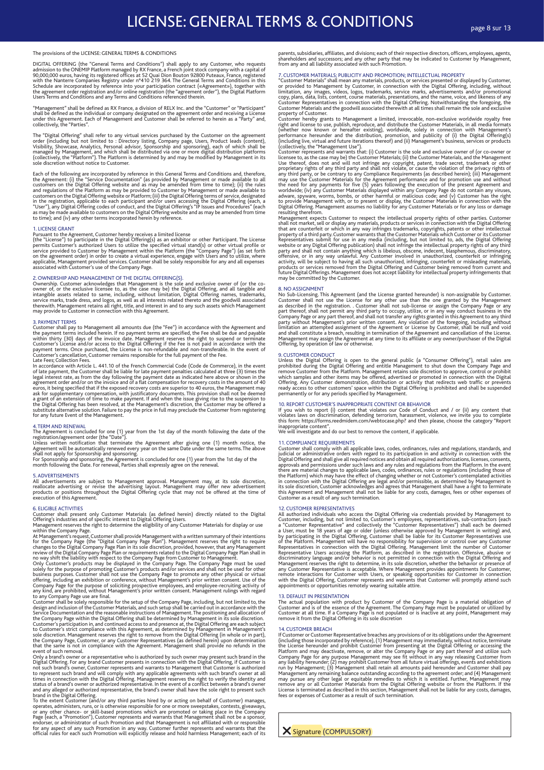# LICENSE: GENERAL TERMS & CONDITIONS

The provisions of the LICENSE: GENERAL TERMS & CONDITIONS

DIGITAL OFFERING (the "General Terms and Conditions") shall apply to any Customer, who requests admission to the ONEMIP Platform managed by RX France, a French joint stock company with a capital of 90,000,000 euros, having its registered offices at 52 Quai Dion Bouton 92800 Puteaux, France, registered with the Nanterre Companies Registry under n°410 219 364. The General Terms and Conditions in this Schedule are incorporated by reference into your participation contract («Agreement»), together with the agreement order registration and/or online registration (the "agreement order"), the Digital Platform Users Terms and Conditions and any Terms and Conditions referenced therein.

"Management" shall be defined as RX France, a division of RELX Inc. and the "Customer" or "Participant" shall be defined as the individual or company designated on the agreement order and receiving a License under this Agreement. Each of Management and Customer shall be referred to herein as a "Party" and, collectively, the "Parties".

The "Digital Offering" shall refer to any virtual services purchased by the Customer on the agreement order (including but not limited to : Directory listing, Company page, Users, Product leads (content), Visibility, Showcase, Analytics, Personal advisor, Sponsorship and sponsoring), each of which shall be managed by Management, and which shall be distributed via one or more digital distribution platforms (collectively, the "Platform"). The Platform is determined by and may be modified by Management in its sole discretion without notice to Customer.

Each of the following are incorporated by reference in this General Terms and Conditions and, therefore, the Agreement: (i) the "Service Documentation" (as provided by Management or made available to all customers on the Digital Offering website and as may be amended from time to time); (ii) the rules and regulations of the Platform as may be provided to Customer by Management or made available to customers on the Digital Offering website or Platform; (iii) the Digital Offering terms of service, designated in the registration, applicable to each participant and/or users accessing the Digital Offering (each, a "User"), any Digital Offering codes of conduct, and the Digital Offering's "IP Issues and Procedures" (each as may be made available to customers on the Digital Offering website and as may be amended from time to time); and (iv) any other terms incorporated herein by reference.

## 1. LICENSE GRANT

Pursuant to the Agreement, Customer hereby receives a limited license (the "License") to participate in the Digital Offering(s) as an exhibitor or other Participant. The License permits Customer's authorized Users to utilize the specified virtual stand(s) or other virtual profile or service provided to Customer by Management within the Platform (the "Company Page") (as set forth on the agreement order) in order to create a virtual experience, engage with Users and to utilize, where applicable, Management provided services. Customer shall be solely responsible for any and all expenses associated with Customer's use of the Company Page.

## 2. OWNERSHIP AND MANAGEMENT OF THE DIGITAL OFFERING(S).

Ownership. Customer acknowledges that Management is the sole and exclusive owner of (or the co-owner of, or the exclusive licensee to, as the case may be) the Digital Offering, and all tangible and intangible assets related to same, including, without limitation, Digital Offering names, trademarks, service marks, trade dress, and logos, as well as all interests related thereto and the goodwill associated therewith. Management retains all right, title, and interest in and to any such assets which Management may provide to Customer in connection with this Agreement.

## 3. PAYMENT TERMS

Customer shall pay to Management all amounts due (the "Fee") in accordance with the Agreement and the payment terms included herein. If no payment terms are specified, the Fee shall be due and payable within thirty (30) days of the invoice date. Management reserves the right to suspend or terminate Customer's License and/or access to the Digital Offering if the Fee is not paid in accordance with the payment terms. Once purchased, the License is non-refundable and non-transferable. In the event of Customer's cancellation, Customer remains responsible for the full payment of the Fee.

Late Fees; Collection Fees.

In accordance with Article L. 441.10 of the French Commercial Code (Code de Commerce), in the event of late payment, the Customer shall be liable for late payment penalties calculated at three (3) times the legal interest rate, as from the day following the payment date as indicated here above or shown in the agreement order and/or on the invoice and of a flat compensation for recovery costs in the amount of 40 euros, it being specified that if the exposed recovery costs are superior to 40 euros, the Management may ask for supplementary compensation, with justificatory documents. This provision shall not be deemed a grant of an extension of time to make payment. If and when the issue giving rise to the suspension to the Digital Offering has been resolved, at the Management's discretion, the Customer may be offered a substitute alternative solution. Failure to pay the price in full may preclude the Customer from registering for any future Event of the Management.

## 4. TERM AND RENEWAL

The Agreement is concluded for one (1) year from the 1st day of the month following the date of the registration/agreement order (the "Date").

Unless written notification that terminate the Agreement after giving one (1) month notice, the Agreement will be automatically renewed every year on the same Date under the same terms. The above shall not apply for Sponsorship and sponsoring.

For Sponsorship and sponsoring, the Agreement is concluded for one (1) year from the 1st day of the month following the Date. For renewal, Parties shall expressly agree on the renewal.

## 5. ADVERTISEMENTS

All advertisements are subject to Management approval. Management may, at its sole discretion, reallocate advertising or revise the advertising layout. Management may offer new advertisement products or positions throughout the Digital Offering cycle that may not be offered at the time of execution of this Agreement.

## 6. ELIGIBLE ACTIVITIES

Customer shall present only Customer Materials (as defined herein) directly related to the Digital Offering's industries and of specific interest to Digital Offering Users.

Management reserves the right to determine the eligibility of any Customer Materials for display or use within the Company Page.

At Management's request, Customer shall provide Management with a written summary of their intentions for the Company Page (the "Digital Company Page Plan"). Management reserves the right to require changes to the Digital Company Page Plan in its sole discretion, provided, however, that any Management review of the Digital Company Page Plan or requirements related to the Digital Company Page Plan shall in no way shift the liability with respect to the Company Page from Customer to Management.

Only Customer's products may be displayed in the Company Page. The Company Page must be used solely for the purpose of promoting Customer's products and/or services and shall not be used for other business purposes. Customer shall not use the Company Page to promote any other physical or virtual offering, including an exhibition or conference, without Management's prior written consent. Use of the Company Page for the purpose of soliciting prospective employees, and employee-recruiting activity of any kind, are prohibited, without Management's prior written consent. Management rulings with regard to any Company Page use are final.

Customer shall be solely responsible for the setup of the Company Page, including, but not limited to, the design and inclusion of the Customer Materials, and such setup shall be carried out in accordance with the Service Documentation and the reasonable instructions of Management. The positioning and allocation of the Company Page within the Digital Offering shall be determined by Management in its sole discretion.

Customer's participation in, and continued access to and presence at, the Digital Offering are each subject to Customer's strict compliance with this Agreement, as determined by Management in Management's sole discretion. Management reserves the right to remove from the Digital Offering (in whole or in part), the Company Page, Customer, or any Customer Representatives (as defined herein) upon determination that the same is not in compliance with the Agreement. Management shall provide no refunds in the event of such removal.

Only a brand's owner or a representative who is authorized by such owner may present such brand in the Digital Offering. For any brand Customer presents in connection with the Digital Offering, if Customer is not such brand's owner, Customer represents and warrants to Management that Customer is authorized to represent such brand and will comply with any applicable agreements with such brand's owner at all times in connection with the Digital Offering. Management reserves the right to verify the identity and status of a brand's owner or authorized representative. In the event of a conflict between a brand's owner and any alleged or authorized representative, the brand's owner shall have the sole right to present such brand in the Digital Offering.

To the extent Customer (and/or any third parties hired by or acting on behalf of Customer) manages, operates, administers, runs, or is otherwise responsible for one or more sweepstakes, contests, giveaways, or any other chance- or skill-based promotions which are promoted or taking place in the Company Page (each, a "Promotion"), Customer represents and warrants that Management shall not be a sponsor, endorser, or administrator of such Promotion and that Management is not affiliated with or responsible for any aspect of any such Promotion in any way. Customer further represents and warrants that the official rules for each such Promotion will explicitly release and hold harmless Management; each of its parents, subsidiaries, affiliates, and divisions; each of their respective directors, officers, employees, agents, shareholders and successors; and any other party that may be indicated to Customer by Management, from any and all liability associated with such Promotion.

## 7. CUSTOMER MATERIALS; PUBLICITY AND PROMOTION; INTELLECTUAL PROPERTY

"Customer Materials" shall mean any materials, products, or services presented or displayed by Customer, or provided to Management by Customer, in connection with the Digital Offering, including, without limitation, any images, videos, logos, trademarks, service marks, advertisements and/or promotional copy, plans, data, lists, content, course materials, presentations, and the name, voice, and likeness of any Customer Representatives in connection with the Digital Offering. Notwithstanding the foregoing, the Customer Materials and the goodwill associated therewith at all times shall remain the sole and exclusive property of Customer.

Customer hereby grants to Management a limited, irrevocable, non-exclusive worldwide royalty free right and license to use, publish, reproduce, and distribute the Customer Materials, in all media formats (whether now known or hereafter existing), worldwide, solely in connection with Management's performance hereunder and the distribution, promotion, and publicity of (i) the Digital Offering(s) (including live, virtual and future iterations thereof) and (ii) Management's business, services or products (collectively, the "Management Use").

Customer represents and warrants that: (i) Customer is the sole and exclusive owner of (or co-owner or licensee to, as the case may be) the Customer Materials; (ii) the Customer Materials, and the Management Use thereof, does not and will not infringe any copyright, patent, trade secret, trademark or other proprietary rights of any third party and shall not violate, or cause the violation of the privacy rights of any third party, or be contrary to any Compliance Requirements (as described herein); (iii) Management may use the Customer Materials for the Agreement performance and for promotion use and without the need for any payments for five (5) years following the execution of the present Agreement and worldwide; (iv) any Customer Materials displayed within any Company Page do not contain any viruses, adware, spyware, worms, bombs, or other harmful or malicious code; and (v) Customer has the right to provide Management with, or to present or display, the Customer Materials in connection with the Digital Offering. Management assumes no liability for any Customer Materials or for any loss or damage resulting therefrom.

Management expects Customer to respect the intellectual property rights of other parties. Customer shall not market, sell or display any materials, products or services in connection with the Digital Offering that are counterfeit or which in any way infringes trademarks, copyrights, patents or other intellectual property of a third party. Customer warrants that the Customer Materials which Customer or its Customer Representatives submit for use in any media (including, but not limited to, ads, the Digital Offering website or any Digital Offering publication) shall not infringe the intellectual property rights of any third party and shall not contain anything which is libelous, obscene, indecent, blasphemous, discriminatory, offensive, or in any way unlawful. Any Customer involved in unauthorized, counterfeit or infringing activity, will be subject to having all such unauthorized, infringing, counterfeit or misleading materials, products or services removed from the Digital Offering and Customer being removed from current and future Digital Offerings. Management does not accept liability for intellectual property infringements that may be committed by the Customer.

## 8. NO ASSIGNMENT

No Sub-Licensing. This Agreement (and the License granted hereunder) is non-assignable by Customer. Customer shall not use the License for any other use than the one granted by the Management as described in the registration. . Customer shall not sub-license or assign the Company Page or any part thereof, shall not permit any third party to occupy, utilize, or in any way conduct business in the Company Page or any part thereof, and shall not transfer any rights granted in this Agreement to any third party without Management's prior written consent. Any violation of the foregoing, including without limitation an attempted assignment of the Agreement or License by Customer, shall be null and void and shall constitute a breach, resulting in termination of the Agreement and cancellation of the License. Management may assign the Agreement at any time to its affiliate or any owner/purchaser of the Digital Offering, by operation of law or otherwise.

## 9. CUSTOMER CONDUCT

Unless the Digital Offering is open to the general public (a "Consumer Offering"), retail sales are prohibited during the Digital Offering and entitle Management to shut down the Company Page and remove Customer from the Platform. Management retains sole discretion to approve, control or prohibit which samples and other items may be offered, advertised or promoted in connection with the Digital Offering. Any Customer demonstration, distribution or activity that redirects web traffic or prevents ready access to other customers' space within the Digital Offering is prohibited and shall be suspended permanently or for any periods specified by Management.

## 10. REPORT CUSTOMER'S INAPPROPRIATE CONTENT OR BEHAVIOR

If you wish to report (i) content that violates our Code of Conduct and / or (ii) any content that violates laws on discrimination, defending terrorism, harassment, violence, we invite you to complete this form: https://forms.reedmidem.com/webtocase.php? and then please, choose the category "Report inappropriate content".

We will investigate and do our best to remove the content, if applicable.

## 11. COMPLIANCE REQUIREMENTS

Customer shall comply with all applicable laws, codes, ordinances, rules and regulations, standards, and judicial or administrative orders with regard to its participation in and activity in connection with the Digital Offering and shall give all required notices and obtain all required authorizations, licenses, consents, approvals and permissions under such laws and any rules and regulations from the Platform. In the event there are material changes to applicable laws, codes, ordinances, rules or regulations (including those of the Platform) which may have the effect of changing whether or not Customer's contemplated activities in connection with the Digital Offering are legal and/or permissible, as determined by Management in its sole discretion, Customer acknowledges and agrees that Management shall have a right to terminate this Agreement and Management shall not be liable for any costs, damages, fees or other expenses of Customer as a result of any such termination.

## 12. CUSTOMER REPRESENTATIVES

All authorized individuals who access the Digital Offering via credentials provided by Management to Customer, including, but not limited to, Customer's employees, representatives, sub-contractors (each a "Customer Representative" and collectively the "Customer Representatives") shall each be deemed a User, must be 18 years of age or older (unless otherwise approved by Management in writing) and, by participating in the Digital Offering, Customer shall be liable for its Customer Representatives use of the Platform. Management will have no responsibility for supervision or control over any Customer Representatives in connection with the Digital Offering. Management limit the number of Customer Representative Users accessing the Platform, as described in the registration. Offensive, abusive or discriminatory language and/or behavior is not permitted in connection with the Digital Offering and Management reserves the right to determine, in its sole discretion, whether the behavior or presence of any Customer Representative is acceptable. Where Management provides appointments for Customer, remote interactions for Customer with Users, or speaking opportunities for Customer in connection with the Digital Offering, Customer represents and warrants that Customer will promptly attend such appointments or opportunities remotely wearing suitable attire.

## 13. DEFAULT IN PRESENTATION

The actual population with product by Customer of the Company Page is a material obligation of Customer and is of the essence of the Agreement. The Company Page must be populated or utilized by Customer at all time. If a Company Page is not populated or is inactive at any point, Management may remove it from the Digital Offering in its sole discretion

## 14. CUSTOMER BREACH

If Customer or Customer Representative breaches any provisions of or its obligations under the Agreement (including those incorporated by reference), (1) Management may immediately, without notice, terminate the License hereunder and prohibit Customer from presenting at the Digital Offering or accessing the Platform and may deactivate, remove, or alter the Company Page or any part thereof and utilize such Company Page for any purpose Management may see fit without in any way releasing Customer from any liability hereunder; (2) may prohibit Customer from all future virtual offerings, events and exhibitions run by Management; (3) Management shall retain all amounts paid hereunder and Customer shall pay Management any remaining balance outstanding according to the agreement order; and (4) Management may pursue any other legal or equitable remedies to which it is entitled. Further, Management may remove any or all Customer Materials from the Digital Offering website or from the Platform. If the License is terminated as described in this section, Management shall not be liable for any costs, damages, fees or expenses of Customer as a result of such termination.

X Signature (COMPULSORY)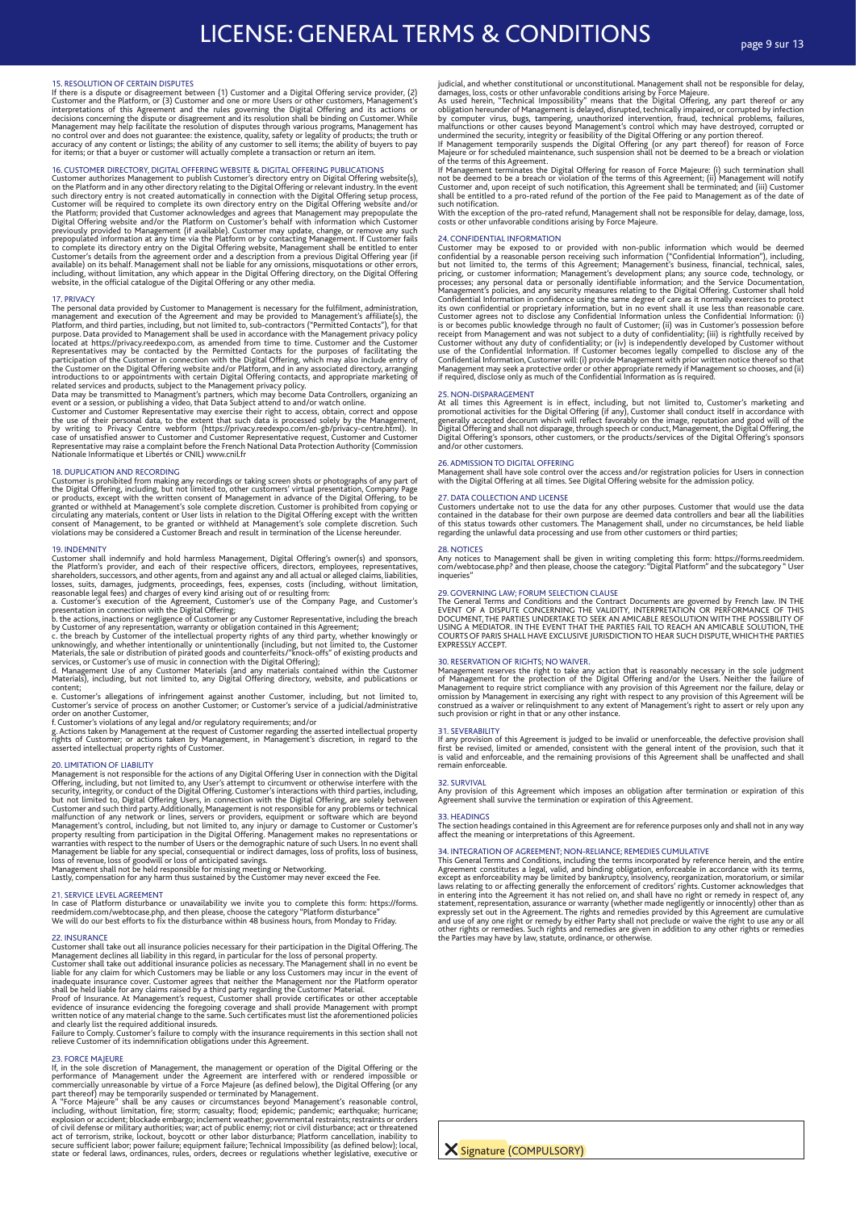# LICENSE: GENERAL TERMS & CONDITIONS

## 15. RESOLUTION OF CERTAIN DISPUTES

If there is a dispute or disagreement between (1) Customer and a Digital Offering service provider, (2) Customer and the Platform, or (3) Customer and one or more Users or other customers, Management's interpretations of this Agreement and the rules governing the Digital Offering and its actions or decisions concerning the dispute or disagreement and its resolution shall be binding on Customer. While Management may help facilitate the resolution of disputes through various programs, Management has no control over and does not guarantee: the existence, quality, safety or legality of products; the truth or accuracy of any content or listings; the ability of any customer to sell items; the ability of buyers to pay for items; or that a buyer or customer will actually complete a transaction or return an item.

## 16. CUSTOMER DIRECTORY, DIGITAL OFFERING WEBSITE & DIGITAL OFFERING PUBLICATIONS

Customer authorizes Management to publish Customer's directory entry on Digital Offering website(s), on the Platform and in any other directory relating to the Digital Offering or relevant industry. In the event such directory entry is not created automatically in connection with the Digital Offering setup process, Customer will be required to complete its own directory entry on the Digital Offering website and/or the Platform; provided that Customer acknowledges and agrees that Management may prepopulate the Digital Offering website and/or the Platform on Customer's behalf with information which Customer previously provided to Management (if available). Customer may update, change, or remove any such prepopulated information at any time via the Platform or by contacting Management. If Customer fails to complete its directory entry on the Digital Offering website, Management shall be entitled to enter Customer's details from the agreement order and a description from a previous Digital Offering year (if available) on its behalf. Management shall not be liable for any omissions, misquotations or other errors, including, without limitation, any which appear in the Digital Offering directory, on the Digital Offering website, in the official catalogue of the Digital Offering or any other media.

## 17. PRIVACY

The personal data provided by Customer to Management is necessary for the fulfilment, administration, management and execution of the Agreement and may be provided to Management's affiliate(s), the Platform, and third parties, including, but not limited to, sub-contractors ("Permitted Contacts"), for that purpose. Data provided to Management shall be used in accordance with the Management privacy policy located at https://privacy.reedexpo.com, as amended from time to time. Customer and the Customer Representatives may be contacted by the Permitted Contacts for the purposes of facilitating the participation of the Customer in connection with the Digital Offering, which may also include entry of the Customer on the Digital Offering website and/or Platform, and in any associated directory, arranging introductions to or appointments with certain Digital Offering contacts, and appropriate marketing of related services and products, subject to the Management privacy policy.

Data may be transmitted to Managment's partners, which may become Data Controllers, organizing an event or a session, or publishing a video, that Data Subject attended to and/or watch online.

Customer and Customer Representative may exercise their right to access, obtain, correct and oppose the use of their personal data, to the extent that such data is processed solely by the Management, by writing to Privacy Centre webform (https://privacy.reedexpo.com/en-gb/privacy-centre.html). In case of unsatisfied answer to Customer and Customer Representative request, Customer and Customer Representative may raise a complaint before the French National Data Protection Authority (Commission Nationale Informatique et Libertés or CNIL) www.cnil.fr

## 18. DUPLICATION AND RECORDING

Customer is prohibited from making any recordings or taking screen shots or photographs of any part of the Digital Offering, including, but not limited to, other customers' virtual presentation, Company Page or products, except with the written consent of Management in advance of the Digital Offering, to be granted or withheld at Management's sole complete discretion. Customer is prohibited from copying or circulating any materials, content or User lists in relation to the Digital Offering except with the written consent of Management, to be granted or withheld at Management's sole complete discretion. Such violations may be considered a Customer Breach and result in termination of the License hereunder.

## 19. INDEMNITY

Customer shall indemnify and hold harmless Management, Digital Offering's owner(s) and sponsors, the Platform's provider, and each of their respective officers, directors, employees, representatives, shareholders, successors, and other agents, from and against any and all actual or alleged claims, liabilities, losses, suits, damages, judgments, proceedings, fees, expenses, costs (including, without limitation, reasonable legal fees) and charges of every kind arising out of or resulting from:

a. Customer's execution of the Agreement, Customer's use of the Company Page, and Customer's presentation in connection with the Digital Offering;

b. the actions, inactions or negligence of Customer or any Customer Representative, including the breach by Customer of any representation, warranty or obligation contained in this Agreement;

c. the breach by Customer of the intellectual property rights of any third party, whether knowingly or unknowingly, and whether intentionally or unintentionally (including, but not limited to, the Customer Materials, the sale or distribution of pirated goods and counterfeits/"knock-offs" of existing products and services, or Customer's use of music in connection with the Digital Offering);

d. Management Use of any Customer Materials (and any materials contained within the Customer Materials), including, but not limited to, any Digital Offering directory, website, and publications or content;

e. Customer's allegations of infringement against another Customer, including, but not limited to, Customer's service of process on another Customer; or Customer's service of a judicial/administrative order on another Customer,

f. Customer's violations of any legal and/or regulatory requirements; and/or

g. Actions taken by Management at the request of Customer regarding the asserted intellectual property rights of Customer; or actions taken by Management, in Management's discretion, in regard to the asserted intellectual property rights of Customer.

## 20. LIMITATION OF LIABILITY

Management is not responsible for the actions of any Digital Offering User in connection with the Digital Offering, including, but not limited to, any User's attempt to circumvent or otherwise interfere with the security, integrity, or conduct of the Digital Offering. Customer's interactions with third parties, including, but not limited to, Digital Offering Users, in connection with the Digital Offering, are solely between Customer and such third party. Additionally, Management is not responsible for any problems or technical malfunction of any network or lines, servers or providers, equipment or software which are beyond Management's control, including, but not limited to, any injury or damage to Customer or Customer's property resulting from participation in the Digital Offering. Management makes no representations or warranties with respect to the number of Users or the demographic nature of such Users. In no event shall Management be liable for any special, consequential or indirect damages, loss of profits, loss of business, loss of revenue, loss of goodwill or loss of anticipated savings.

Management shall not be held responsible for missing meeting or Networking.

Lastly, compensation for any harm thus sustained by the Customer may never exceed the Fee.

## 21. SERVICE LEVEL AGREEMENT

In case of Platform disturbance or unavailability we invite you to complete this form: https://forms.reedmidem.com/webtocase.php, and then please, choose the category "Platform disturbance"

We will do our best efforts to fix the disturbance within 48 business hours, from Monday to Friday.

## 22. INSURANCE

Customer shall take out all insurance policies necessary for their participation in the Digital Offering. The Management declines all liability in this regard, in particular for the loss of personal property.

Customer shall take out additional insurance policies as necessary. The Management shall in no event be liable for any claim for which Customers may be liable or any loss Customers may incur in the event of inadequate insurance cover. Customer agrees that neither the Management nor the Platform operator shall be held liable for any claims raised by a third party regarding the Customer Material.

Proof of Insurance. At Management's request, Customer shall provide certificates or other acceptable evidence of insurance evidencing the foregoing coverage and shall provide Management with prompt written notice of any material change to the same. Such certificates must list the aforementioned policies and clearly list the required additional insureds.

Failure to Comply. Customer's failure to comply with the insurance requirements in this section shall not relieve Customer of its indemnification obligations under this Agreement.

## 23. FORCE MAJEURE

If, in the sole discretion of Management, the management or operation of the Digital Offering or the performance of Management under the Agreement are interfered with or rendered impossible or commercially unreasonable by virtue of a Force Majeure (as defined below), the Digital Offering (or any part thereof) may be temporarily suspended or terminated by Management.

A "Force Majeure" shall be any causes or circumstances beyond Management's reasonable control, including, without limitation, fire; storm; casualty; flood; epidemic; pandemic; earthquake; hurricane; explosion or accident; blockade embargo; inclement weather; governmental restraints; restraints or orders of civil defense or military authorities; war; act of public enemy; riot or civil disturbance; act or threatened act of terrorism, strike, lockout, boycott or other labor disturbance; Platform cancellation, inability to secure sufficient labor; power failure; equipment failure; Technical Impossibility (as defined below); local, state or federal laws, ordinances, rules, orders, decrees or regulations whether legislative, executive or judicial, and whether constitutional or unconstitutional. Management shall not be responsible for delay, damages, loss, costs or other unfavorable conditions arising by Force Majeure.

As used herein, "Technical Impossibility" means that the Digital Offering, any part thereof or any obligation hereunder of Management is delayed, disrupted, technically impaired, or corrupted by infection by computer virus, bugs, tampering, unauthorized intervention, fraud, technical problems, failures, malfunctions or other causes beyond Management's control which may have destroyed, corrupted or undermined the security, integrity or feasibility of the Digital Offering or any portion thereof.

If Management temporarily suspends the Digital Offering (or any part thereof) for reason of Force Majeure or for scheduled maintenance, such suspension shall not be deemed to be a breach or violation of the terms of this Agreement.

If Management terminates the Digital Offering for reason of Force Majeure: (i) such termination shall not be deemed to be a breach or violation of the terms of this Agreement; (ii) Management will notify Customer and, upon receipt of such notification, this Agreement shall be terminated; and (iii) Customer shall be entitled to a pro-rated refund of the portion of the Fee paid to Management as of the date of such notification.

With the exception of the pro-rated refund, Management shall not be responsible for delay, damage, loss, costs or other unfavorable conditions arising by Force Majeure.

## 24. CONFIDENTIAL INFORMATION

Customer may be exposed to or provided with non-public information which would be deemed confidential by a reasonable person receiving such information ("Confidential Information"), including, but not limited to, the terms of this Agreement; Management's business, financial, technical, sales, pricing, or customer information; Management's development plans; any source code, technology, or processes; any personal data or personally identifiable information; and the Service Documentation, Management's policies, and any security measures relating to the Digital Offering. Customer shall hold Confidential Information in confidence using the same degree of care as it normally exercises to protect its own confidential or proprietary information, but in no event shall it use less than reasonable care. Customer agrees not to disclose any Confidential Information unless the Confidential Information: (i) is or becomes public knowledge through no fault of Customer; (ii) was in Customer's possession before receipt from Management and was not subject to a duty of confidentiality; (iii) is rightfully received by Customer without any duty of confidentiality; or (iv) is independently developed by Customer without use of the Confidential Information. If Customer becomes legally compelled to disclose any of the Confidential Information, Customer will: (i) provide Management with prior written notice thereof so that Management may seek a protective order or other appropriate remedy if Management so chooses, and (ii) if required, disclose only as much of the Confidential Information as is required.

## 25. NON-DISPARAGEMENT

At all times this Agreement is in effect, including, but not limited to, Customer's marketing and promotional activities for the Digital Offering (if any), Customer shall conduct itself in accordance with generally accepted decorum which will reflect favorably on the image, reputation and good will of the Digital Offering and shall not disparage, through speech or conduct, Management, the Digital Offering, the Digital Offering's sponsors, other customers, or the products/services of the Digital Offering's sponsors and/or other customers.

## 26. ADMISSION TO DIGITAL OFFERING

Management shall have sole control over the access and/or registration policies for Users in connection with the Digital Offering at all times. See Digital Offering website for the admission policy.

## 27. DATA COLLECTION AND LICENSE

Customers undertake not to use the data for any other purposes. Customer that would use the data contained in the database for their own purpose are deemed data controllers and bear all the liabilities of this status towards other customers. The Management shall, under no circumstances, be held liable regarding the unlawful data processing and use from other customers or third parties;

## 28. NOTICES

Any notices to Management shall be given in writing completing this form: https://forms.reedmidem.com/webtocase.php? and then please, choose the category: "Digital Platform" and the subcategory " User inqueries"

## 29. GOVERNING LAW; FORUM SELECTION CLAUSE

The General Terms and Conditions and the Contract Documents are governed by French law. IN THE EVENT OF A DISPUTE CONCERNING THE VALIDITY, INTERPRETATION OR PERFORMANCE OF THIS DOCUMENT, THE PARTIES UNDERTAKE TO SEEK AN AMICABLE RESOLUTION WITH THE POSSIBILITY OF USING A MEDIATOR. IN THE EVENT THAT THE PARTIES FAIL TO REACH AN AMICABLE SOLUTION, THE COURTS OF PARIS SHALL HAVE EXCLUSIVE JURISDICTION TO HEAR SUCH DISPUTE, WHICH THE PARTIES EXPRESSLY ACCEPT.

## 30. RESERVATION OF RIGHTS; NO WAIVER.

Management reserves the right to take any action that is reasonably necessary in the sole judgment of Management for the protection of the Digital Offering and/or the Users. Neither the failure of Management to require strict compliance with any provision of this Agreement nor the failure, delay or omission by Management in exercising any right with respect to any provision of this Agreement will be construed as a waiver or relinquishment to any extent of Management's right to assert or rely upon any such provision or right in that or any other instance.

## 31. SEVERABILITY

If any provision of this Agreement is judged to be invalid or unenforceable, the defective provision shall first be revised, limited or amended, consistent with the general intent of the provision, such that it is valid and enforceable, and the remaining provisions of this Agreement shall be unaffected and shall remain enforceable.

## 32. SURVIVAL

Any provision of this Agreement which imposes an obligation after termination or expiration of this Agreement shall survive the termination or expiration of this Agreement.

## 33. HEADINGS

The section headings contained in this Agreement are for reference purposes only and shall not in any way affect the meaning or interpretations of this Agreement.

## 34. INTEGRATION OF AGREEMENT; NON-RELIANCE; REMEDIES CUMULATIVE

This General Terms and Conditions, including the terms incorporated by reference herein, and the entire Agreement constitutes a legal, valid, and binding obligation, enforceable in accordance with its terms, except as enforceability may be limited by bankruptcy, insolvency, reorganization, moratorium, or similar laws relating to or affecting generally the enforcement of creditors' rights. Customer acknowledges that in entering into the Agreement it has not relied on, and shall have no right or remedy in respect of, any statement, representation, assurance or warranty (whether made negligently or innocently) other than as expressly set out in the Agreement. The rights and remedies provided by this Agreement are cumulative and use of any one right or remedy by either Party shall not preclude or waive the right to use any or all other rights or remedies. Such rights and remedies are given in addition to any other rights or remedies the Parties may have by law, statute, ordinance, or otherwise.

X Signature (COMPULSORY)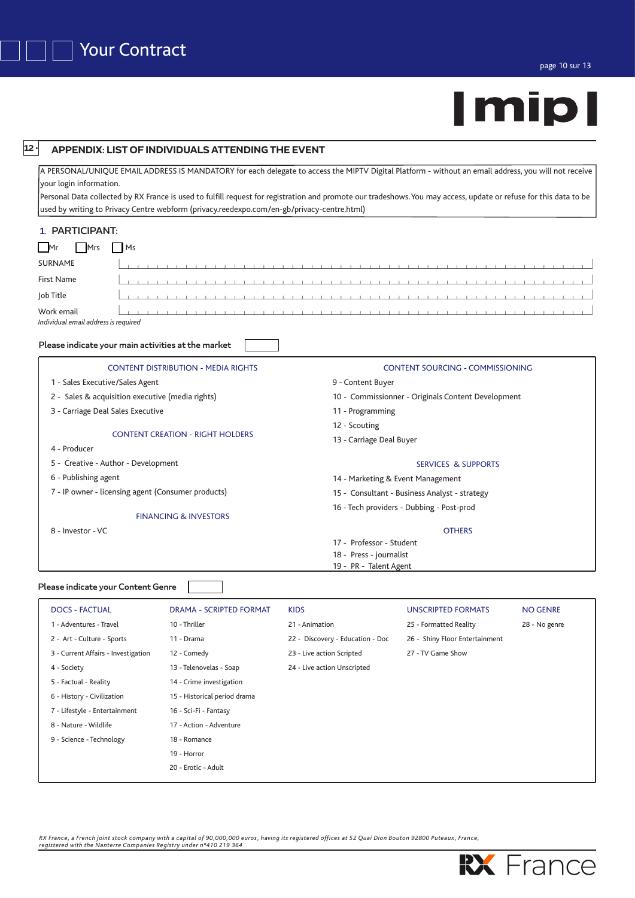## 12 · APPENDIX: LIST OF INDIVIDUALS ATTENDING THE EVENT

A PERSONAL/UNIQUE EMAIL ADDRESS IS MANDATORY for each delegate to access the MIPTV Digital Platform - without an email address, you will not receive your login information.
Personal Data collected by RX France is used to fulfill request for registration and promote our tradeshows. You may access, update or refuse for this data to be used by writing to Privacy Centre webform (privacy.reedexpo.com/en-gb/privacy-centre.html)

### 1. PARTICIPANT:

☐ Mr ☐ Mrs ☐ Ms

SURNAME

First Name

Job Title

Work email
*Individual email address is required*

**Please indicate your main activities at the market** ☐

**CONTENT DISTRIBUTION - MEDIA RIGHTS**

1 - Sales Executive/Sales Agent
2 - Sales & acquisition executive (media rights)
3 - Carriage Deal Sales Executive

**CONTENT CREATION - RIGHT HOLDERS**

4 - Producer
5 - Creative - Author - Development
6 - Publishing agent
7 - IP owner - licensing agent (Consumer products)

**FINANCING & INVESTORS**

8 - Investor - VC

**CONTENT SOURCING - COMMISSIONING**

9 - Content Buyer
10 - Commissionner - Originals Content Development
11 - Programming
12 - Scouting
13 - Carriage Deal Buyer

**SERVICES & SUPPORTS**

14 - Marketing & Event Management
15 - Consultant - Business Analyst - strategy
16 - Tech providers - Dubbing - Post-prod

**OTHERS**

17 - Professor - Student
18 - Press - journalist
19 - PR - Talent Agent

**Please indicate your Content Genre** ☐

| DOCS - FACTUAL | DRAMA - SCRIPTED FORMAT | KIDS | UNSCRIPTED FORMATS | NO GENRE |
|---|---|---|---|---|
| 1 - Adventures - Travel | 10 - Thriller | 21 - Animation | 25 - Formatted Reality | 28 - No genre |
| 2 - Art - Culture - Sports | 11 - Drama | 22 - Discovery - Education - Doc | 26 - Shiny Floor Entertainment | |
| 3 - Current Affairs - Investigation | 12 - Comedy | 23 - Live action Scripted | 27 - TV Game Show | |
| 4 - Society | 13 - Telenovelas - Soap | 24 - Live action Unscripted | | |
| 5 - Factual - Reality | 14 - Crime investigation | | | |
| 6 - History - Civilization | 15 - Historical period drama | | | |
| 7 - Lifestyle - Entertainment | 16 - Sci-Fi - Fantasy | | | |
| 8 - Nature - Wildlife | 17 - Action - Adventure | | | |
| 9 - Science - Technology | 18 - Romance | | | |
| | 19 - Horror | | | |
| | 20 - Erotic - Adult | | | |

*RX France, a French joint stock company with a capital of 90,000,000 euros, having its registered offices at 52 Quai Dion Bouton 92800 Puteaux, France, registered with the Nanterre Companies Registry under n°410 219 364*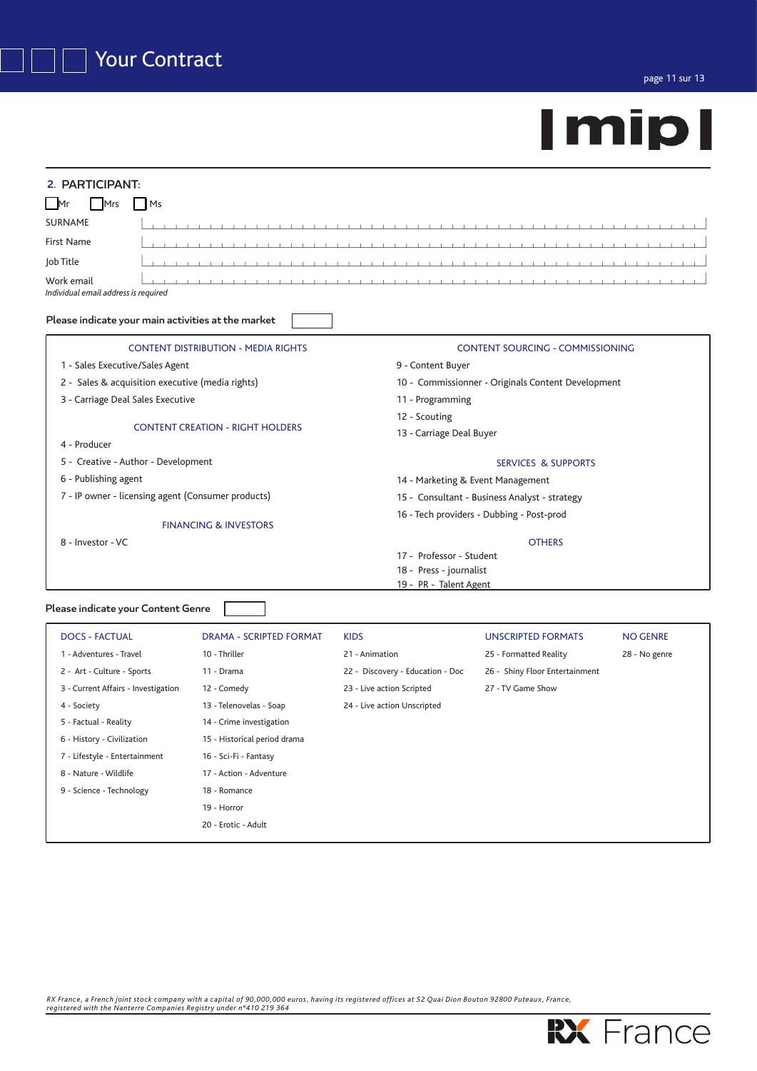# Your Contract

## 2. PARTICIPANT:

☐ Mr ☐ Mrs ☐ Ms

SURNAME

First Name

Job Title

Work email

*Individual email address is required*

**Please indicate your main activities at the market** ☐

### CONTENT DISTRIBUTION - MEDIA RIGHTS

1 - Sales Executive/Sales Agent

2 - Sales & acquisition executive (media rights)

3 - Carriage Deal Sales Executive

### CONTENT CREATION - RIGHT HOLDERS

4 - Producer

5 - Creative - Author - Development

6 - Publishing agent

7 - IP owner - licensing agent (Consumer products)

### FINANCING & INVESTORS

8 - Investor - VC

### CONTENT SOURCING - COMMISSIONING

9 - Content Buyer

10 - Commissionner - Originals Content Development

11 - Programming

12 - Scouting

13 - Carriage Deal Buyer

### SERVICES & SUPPORTS

14 - Marketing & Event Management

15 - Consultant - Business Analyst - strategy

16 - Tech providers - Dubbing - Post-prod

### OTHERS

17 - Professor - Student

18 - Press - journalist

19 - PR - Talent Agent

**Please indicate your Content Genre** ☐

| DOCS - FACTUAL | DRAMA - SCRIPTED FORMAT | KIDS | UNSCRIPTED FORMATS | NO GENRE |
|---|---|---|---|---|
| 1 - Adventures - Travel | 10 - Thriller | 21 - Animation | 25 - Formatted Reality | 28 - No genre |
| 2 - Art - Culture - Sports | 11 - Drama | 22 - Discovery - Education - Doc | 26 - Shiny Floor Entertainment | |
| 3 - Current Affairs - Investigation | 12 - Comedy | 23 - Live action Scripted | 27 - TV Game Show | |
| 4 - Society | 13 - Telenovelas - Soap | 24 - Live action Unscripted | | |
| 5 - Factual - Reality | 14 - Crime investigation | | | |
| 6 - History - Civilization | 15 - Historical period drama | | | |
| 7 - Lifestyle - Entertainment | 16 - Sci-Fi - Fantasy | | | |
| 8 - Nature - Wildlife | 17 - Action - Adventure | | | |
| 9 - Science - Technology | 18 - Romance | | | |
| | 19 - Horror | | | |
| | 20 - Erotic - Adult | | | |

*RX France, a French joint stock company with a capital of 90,000,000 euros, having its registered offices at 52 Quai Dion Bouton 92800 Puteaux, France, registered with the Nanterre Companies Registry under n°410 219 364*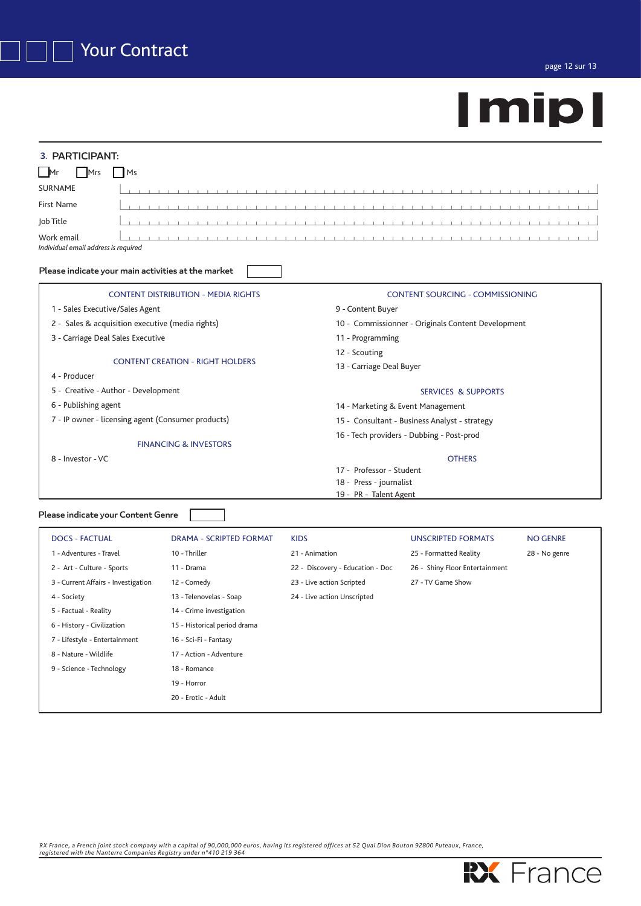# Your Contract

mip

## 3. PARTICIPANT:

☐ Mr ☐ Mrs ☐ Ms

SURNAME

First Name

Job Title

Work email

*Individual email address is required*

**Please indicate your main activities at the market** ☐

**CONTENT DISTRIBUTION - MEDIA RIGHTS**

1 - Sales Executive/Sales Agent

2 - Sales & acquisition executive (media rights)

3 - Carriage Deal Sales Executive

**CONTENT CREATION - RIGHT HOLDERS**

4 - Producer

5 - Creative - Author - Development

6 - Publishing agent

7 - IP owner - licensing agent (Consumer products)

**FINANCING & INVESTORS**

8 - Investor - VC

**CONTENT SOURCING - COMMISSIONING**

9 - Content Buyer

10 - Commissionner - Originals Content Development

11 - Programming

12 - Scouting

13 - Carriage Deal Buyer

**SERVICES & SUPPORTS**

14 - Marketing & Event Management

15 - Consultant - Business Analyst - strategy

16 - Tech providers - Dubbing - Post-prod

**OTHERS**

17 - Professor - Student

18 - Press - journalist

19 - PR - Talent Agent

**Please indicate your Content Genre** ☐

| DOCS - FACTUAL | DRAMA - SCRIPTED FORMAT | KIDS | UNSCRIPTED FORMATS | NO GENRE |
|---|---|---|---|---|
| 1 - Adventures - Travel | 10 - Thriller | 21 - Animation | 25 - Formatted Reality | 28 - No genre |
| 2 - Art - Culture - Sports | 11 - Drama | 22 - Discovery - Education - Doc | 26 - Shiny Floor Entertainment | |
| 3 - Current Affairs - Investigation | 12 - Comedy | 23 - Live action Scripted | 27 - TV Game Show | |
| 4 - Society | 13 - Telenovelas - Soap | 24 - Live action Unscripted | | |
| 5 - Factual - Reality | 14 - Crime investigation | | | |
| 6 - History - Civilization | 15 - Historical period drama | | | |
| 7 - Lifestyle - Entertainment | 16 - Sci-Fi - Fantasy | | | |
| 8 - Nature - Wildlife | 17 - Action - Adventure | | | |
| 9 - Science - Technology | 18 - Romance | | | |
| | 19 - Horror | | | |
| | 20 - Erotic - Adult | | | |

*RX France, a French joint stock company with a capital of 90,000,000 euros, having its registered offices at 52 Quai Dion Bouton 92800 Puteaux, France, registered with the Nanterre Companies Registry under n°410 219 364*

RX France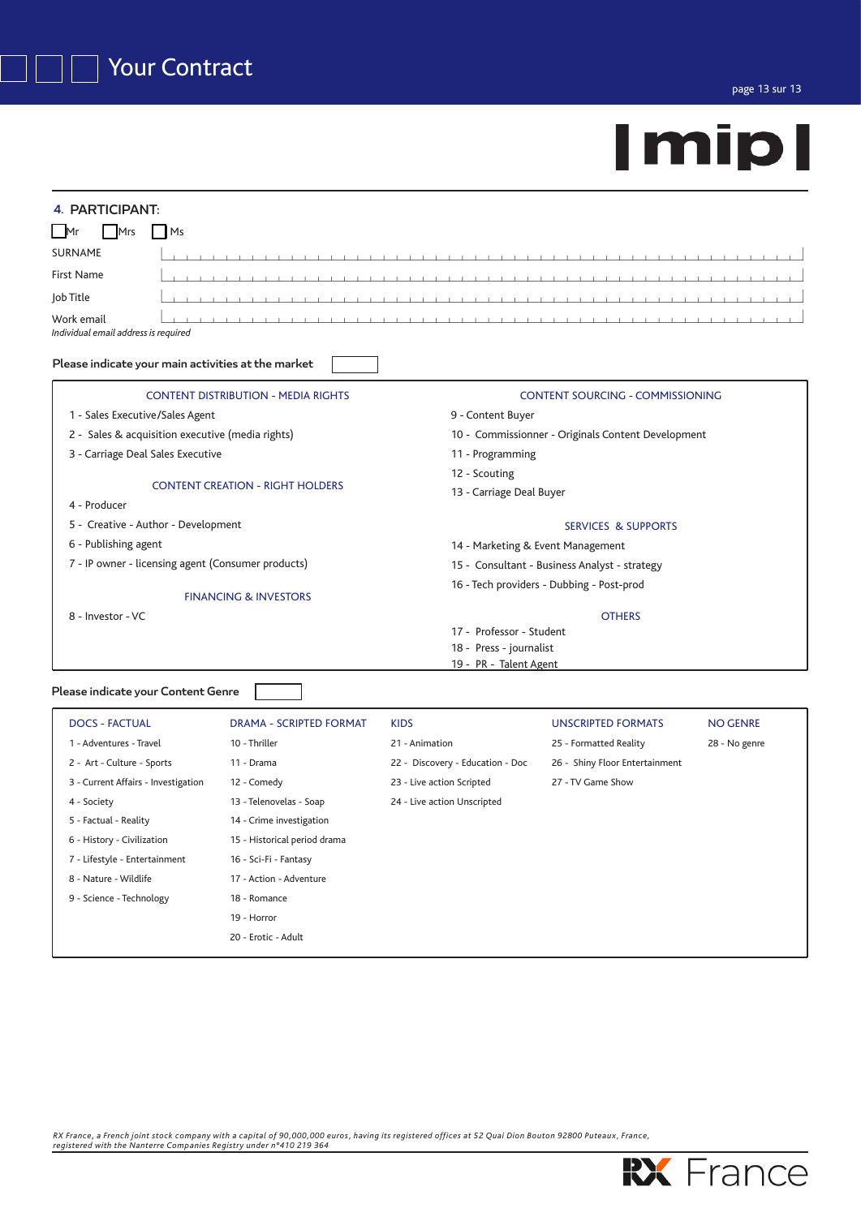# Your Contract

**mip**

## 4. PARTICIPANT:

☐ Mr ☐ Mrs ☐ Ms

SURNAME

First Name

Job Title

Work email

*Individual email address is required*

**Please indicate your main activities at the market** ☐

**CONTENT DISTRIBUTION - MEDIA RIGHTS**

1 - Sales Executive/Sales Agent
2 - Sales & acquisition executive (media rights)
3 - Carriage Deal Sales Executive

**CONTENT CREATION - RIGHT HOLDERS**

4 - Producer
5 - Creative - Author - Development
6 - Publishing agent
7 - IP owner - licensing agent (Consumer products)

**FINANCING & INVESTORS**

8 - Investor - VC

**CONTENT SOURCING - COMMISSIONING**

9 - Content Buyer
10 - Commissionner - Originals Content Development
11 - Programming
12 - Scouting
13 - Carriage Deal Buyer

**SERVICES & SUPPORTS**

14 - Marketing & Event Management
15 - Consultant - Business Analyst - strategy
16 - Tech providers - Dubbing - Post-prod

**OTHERS**

17 - Professor - Student
18 - Press - journalist
19 - PR - Talent Agent

**Please indicate your Content Genre** ☐

| DOCS - FACTUAL | DRAMA - SCRIPTED FORMAT | KIDS | UNSCRIPTED FORMATS | NO GENRE |
|---|---|---|---|---|
| 1 - Adventures - Travel | 10 - Thriller | 21 - Animation | 25 - Formatted Reality | 28 - No genre |
| 2 - Art - Culture - Sports | 11 - Drama | 22 - Discovery - Education - Doc | 26 - Shiny Floor Entertainment | |
| 3 - Current Affairs - Investigation | 12 - Comedy | 23 - Live action Scripted | 27 - TV Game Show | |
| 4 - Society | 13 - Telenovelas - Soap | 24 - Live action Unscripted | | |
| 5 - Factual - Reality | 14 - Crime investigation | | | |
| 6 - History - Civilization | 15 - Historical period drama | | | |
| 7 - Lifestyle - Entertainment | 16 - Sci-Fi - Fantasy | | | |
| 8 - Nature - Wildlife | 17 - Action - Adventure | | | |
| 9 - Science - Technology | 18 - Romance | | | |
| | 19 - Horror | | | |
| | 20 - Erotic - Adult | | | |

*RX France, a French joint stock company with a capital of 90,000,000 euros, having its registered offices at 52 Quai Dion Bouton 92800 Puteaux, France, registered with the Nanterre Companies Registry under n°410 219 364*

RX France